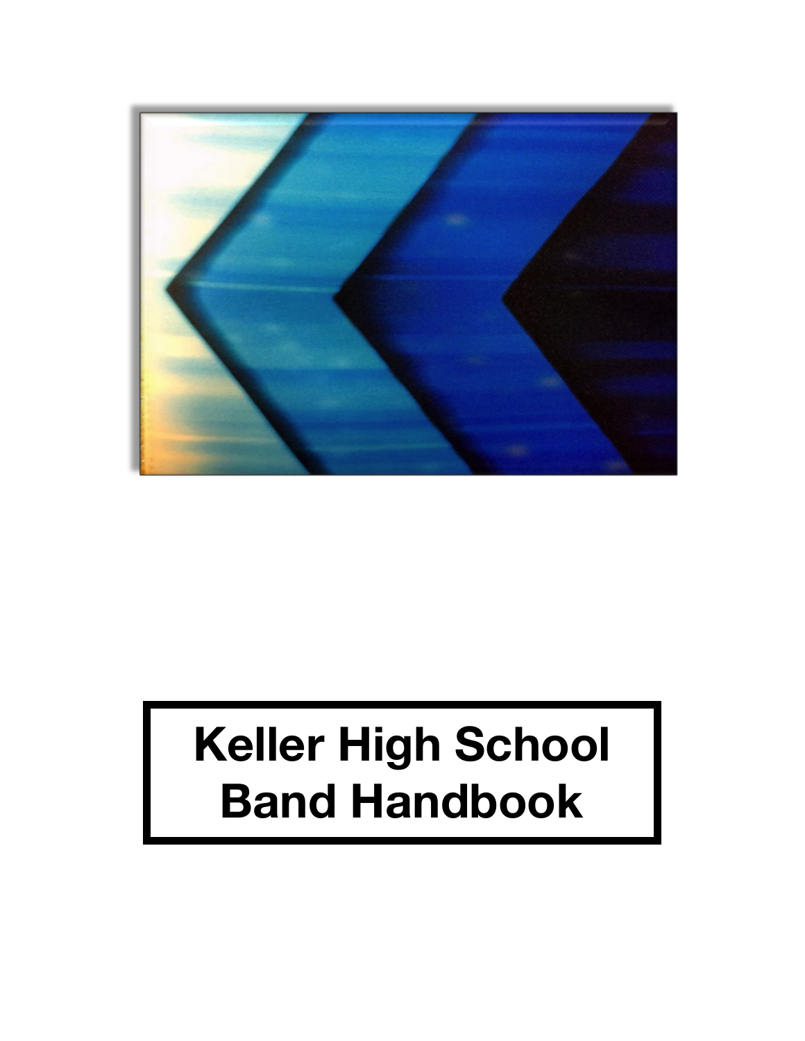# Keller High School Band Handbook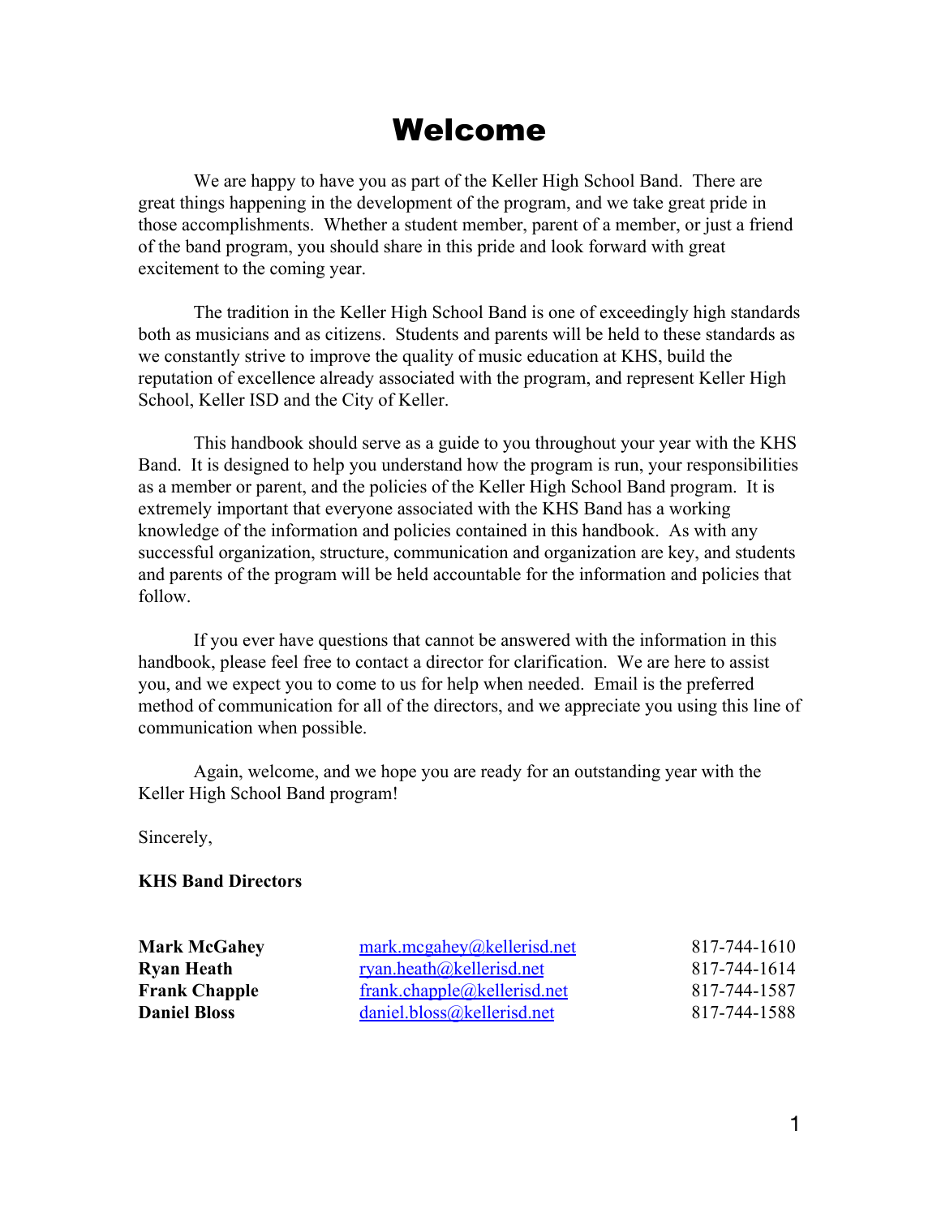# Welcome

We are happy to have you as part of the Keller High School Band. There are great things happening in the development of the program, and we take great pride in those accomplishments. Whether a student member, parent of a member, or just a friend of the band program, you should share in this pride and look forward with great excitement to the coming year.

The tradition in the Keller High School Band is one of exceedingly high standards both as musicians and as citizens. Students and parents will be held to these standards as we constantly strive to improve the quality of music education at KHS, build the reputation of excellence already associated with the program, and represent Keller High School, Keller ISD and the City of Keller.

This handbook should serve as a guide to you throughout your year with the KHS Band. It is designed to help you understand how the program is run, your responsibilities as a member or parent, and the policies of the Keller High School Band program. It is extremely important that everyone associated with the KHS Band has a working knowledge of the information and policies contained in this handbook. As with any successful organization, structure, communication and organization are key, and students and parents of the program will be held accountable for the information and policies that follow.

If you ever have questions that cannot be answered with the information in this handbook, please feel free to contact a director for clarification. We are here to assist you, and we expect you to come to us for help when needed. Email is the preferred method of communication for all of the directors, and we appreciate you using this line of communication when possible.

Again, welcome, and we hope you are ready for an outstanding year with the Keller High School Band program!

Sincerely,

**KHS Band Directors**

| | | |
|---|---|---|
| **Mark McGahey** | mark.mcgahey@kellerisd.net | 817-744-1610 |
| **Ryan Heath** | ryan.heath@kellerisd.net | 817-744-1614 |
| **Frank Chapple** | frank.chapple@kellerisd.net | 817-744-1587 |
| **Daniel Bloss** | daniel.bloss@kellerisd.net | 817-744-1588 |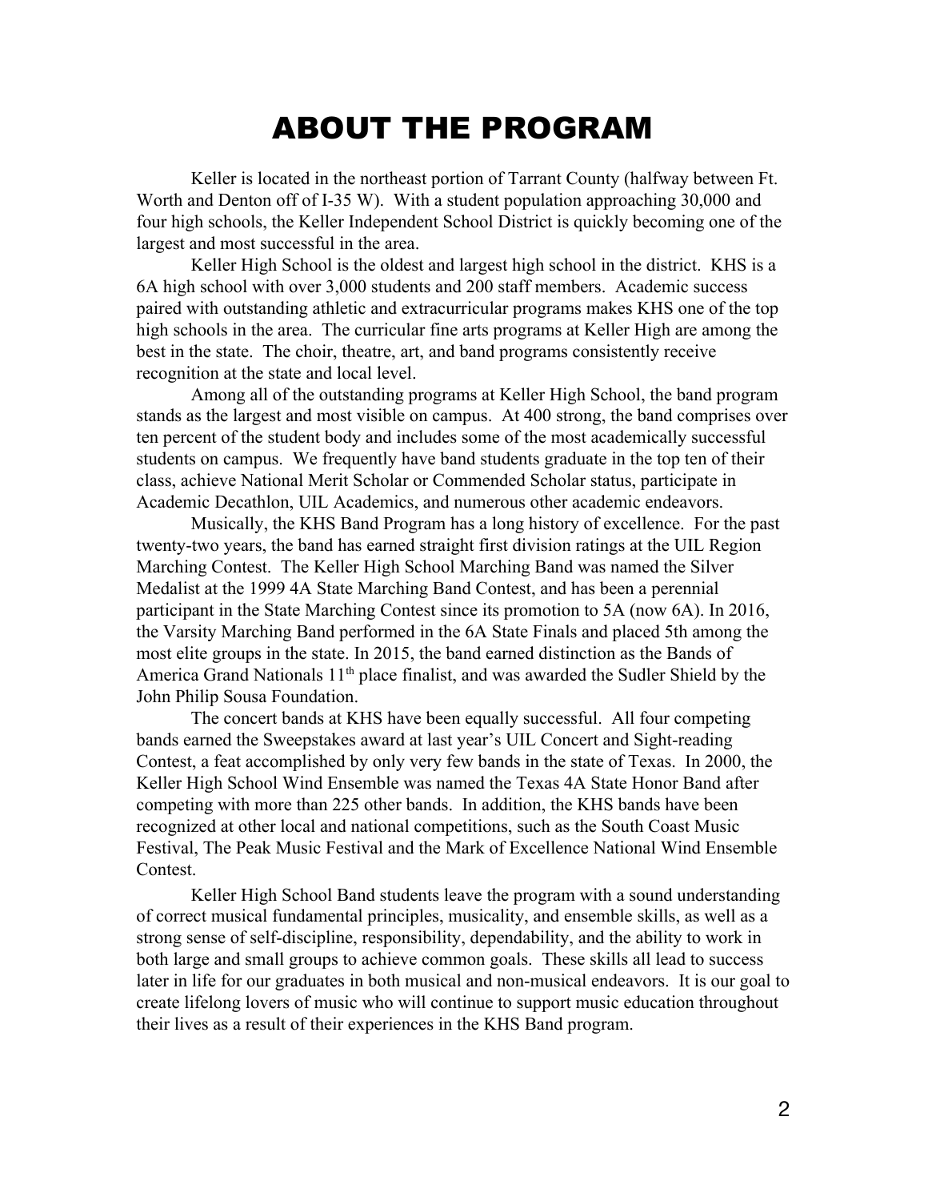# ABOUT THE PROGRAM

Keller is located in the northeast portion of Tarrant County (halfway between Ft. Worth and Denton off of I-35 W). With a student population approaching 30,000 and four high schools, the Keller Independent School District is quickly becoming one of the largest and most successful in the area.

Keller High School is the oldest and largest high school in the district. KHS is a 6A high school with over 3,000 students and 200 staff members. Academic success paired with outstanding athletic and extracurricular programs makes KHS one of the top high schools in the area. The curricular fine arts programs at Keller High are among the best in the state. The choir, theatre, art, and band programs consistently receive recognition at the state and local level.

Among all of the outstanding programs at Keller High School, the band program stands as the largest and most visible on campus. At 400 strong, the band comprises over ten percent of the student body and includes some of the most academically successful students on campus. We frequently have band students graduate in the top ten of their class, achieve National Merit Scholar or Commended Scholar status, participate in Academic Decathlon, UIL Academics, and numerous other academic endeavors.

Musically, the KHS Band Program has a long history of excellence. For the past twenty-two years, the band has earned straight first division ratings at the UIL Region Marching Contest. The Keller High School Marching Band was named the Silver Medalist at the 1999 4A State Marching Band Contest, and has been a perennial participant in the State Marching Contest since its promotion to 5A (now 6A). In 2016, the Varsity Marching Band performed in the 6A State Finals and placed 5th among the most elite groups in the state. In 2015, the band earned distinction as the Bands of America Grand Nationals 11th place finalist, and was awarded the Sudler Shield by the John Philip Sousa Foundation.

The concert bands at KHS have been equally successful. All four competing bands earned the Sweepstakes award at last year's UIL Concert and Sight-reading Contest, a feat accomplished by only very few bands in the state of Texas. In 2000, the Keller High School Wind Ensemble was named the Texas 4A State Honor Band after competing with more than 225 other bands. In addition, the KHS bands have been recognized at other local and national competitions, such as the South Coast Music Festival, The Peak Music Festival and the Mark of Excellence National Wind Ensemble Contest.

Keller High School Band students leave the program with a sound understanding of correct musical fundamental principles, musicality, and ensemble skills, as well as a strong sense of self-discipline, responsibility, dependability, and the ability to work in both large and small groups to achieve common goals. These skills all lead to success later in life for our graduates in both musical and non-musical endeavors. It is our goal to create lifelong lovers of music who will continue to support music education throughout their lives as a result of their experiences in the KHS Band program.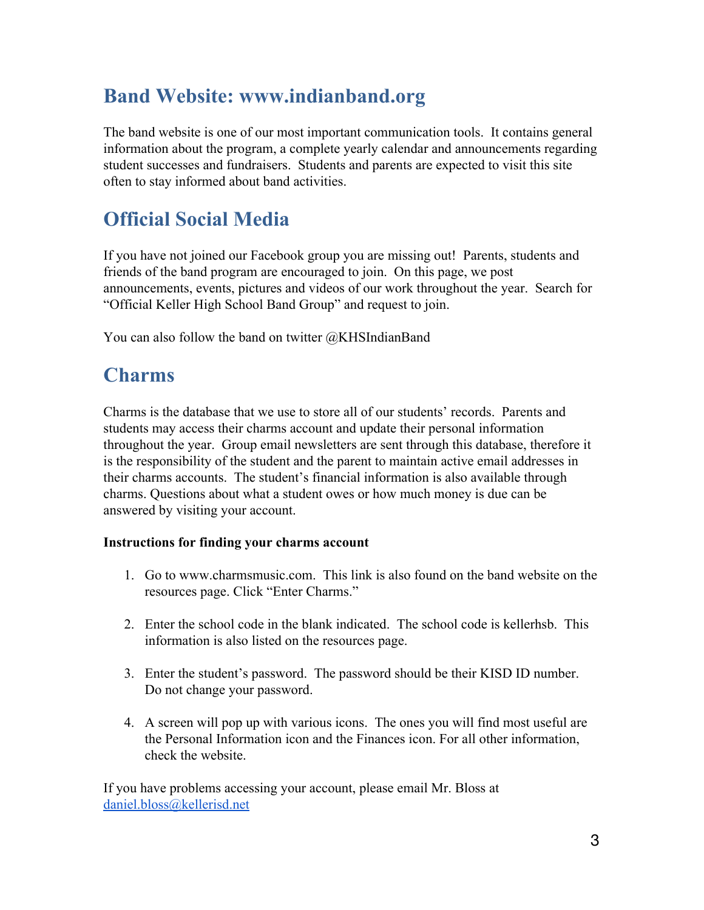## Band Website: www.indianband.org

The band website is one of our most important communication tools. It contains general information about the program, a complete yearly calendar and announcements regarding student successes and fundraisers. Students and parents are expected to visit this site often to stay informed about band activities.

## Official Social Media

If you have not joined our Facebook group you are missing out! Parents, students and friends of the band program are encouraged to join. On this page, we post announcements, events, pictures and videos of our work throughout the year. Search for "Official Keller High School Band Group" and request to join.

You can also follow the band on twitter @KHSIndianBand

## Charms

Charms is the database that we use to store all of our students' records. Parents and students may access their charms account and update their personal information throughout the year. Group email newsletters are sent through this database, therefore it is the responsibility of the student and the parent to maintain active email addresses in their charms accounts. The student's financial information is also available through charms. Questions about what a student owes or how much money is due can be answered by visiting your account.

**Instructions for finding your charms account**

1. Go to www.charmsmusic.com. This link is also found on the band website on the resources page. Click "Enter Charms."

2. Enter the school code in the blank indicated. The school code is kellerhsb. This information is also listed on the resources page.

3. Enter the student's password. The password should be their KISD ID number. Do not change your password.

4. A screen will pop up with various icons. The ones you will find most useful are the Personal Information icon and the Finances icon. For all other information, check the website.

If you have problems accessing your account, please email Mr. Bloss at daniel.bloss@kellerisd.net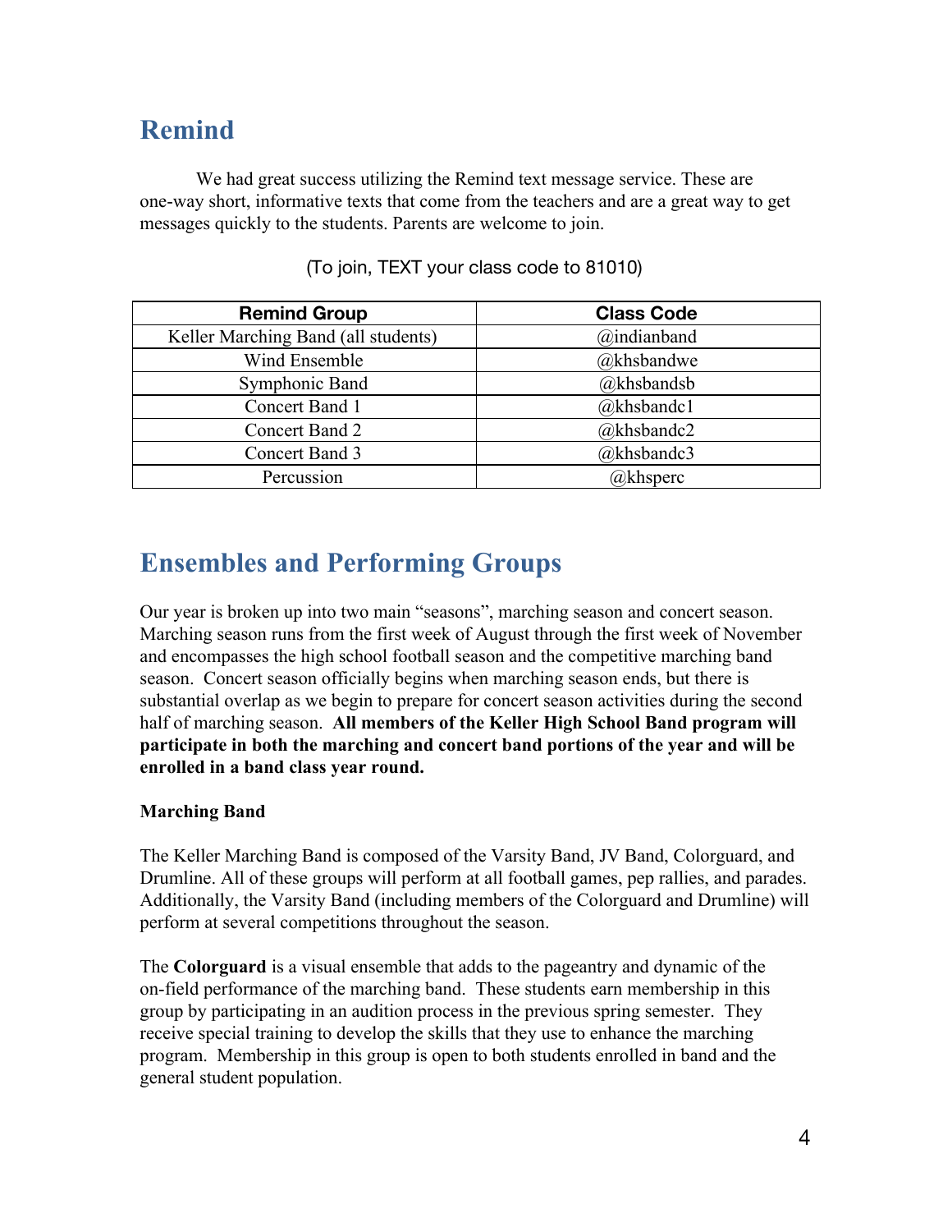## Remind

We had great success utilizing the Remind text message service. These are one-way short, informative texts that come from the teachers and are a great way to get messages quickly to the students. Parents are welcome to join.

(To join, TEXT your class code to 81010)

| Remind Group | Class Code |
|---|---|
| Keller Marching Band (all students) | @indianband |
| Wind Ensemble | @khsbandwe |
| Symphonic Band | @khsbandsb |
| Concert Band 1 | @khsbandc1 |
| Concert Band 2 | @khsbandc2 |
| Concert Band 3 | @khsbandc3 |
| Percussion | @khsperc |

## Ensembles and Performing Groups

Our year is broken up into two main "seasons", marching season and concert season. Marching season runs from the first week of August through the first week of November and encompasses the high school football season and the competitive marching band season. Concert season officially begins when marching season ends, but there is substantial overlap as we begin to prepare for concert season activities during the second half of marching season. **All members of the Keller High School Band program will participate in both the marching and concert band portions of the year and will be enrolled in a band class year round.**

**Marching Band**

The Keller Marching Band is composed of the Varsity Band, JV Band, Colorguard, and Drumline. All of these groups will perform at all football games, pep rallies, and parades. Additionally, the Varsity Band (including members of the Colorguard and Drumline) will perform at several competitions throughout the season.

The **Colorguard** is a visual ensemble that adds to the pageantry and dynamic of the on-field performance of the marching band. These students earn membership in this group by participating in an audition process in the previous spring semester. They receive special training to develop the skills that they use to enhance the marching program. Membership in this group is open to both students enrolled in band and the general student population.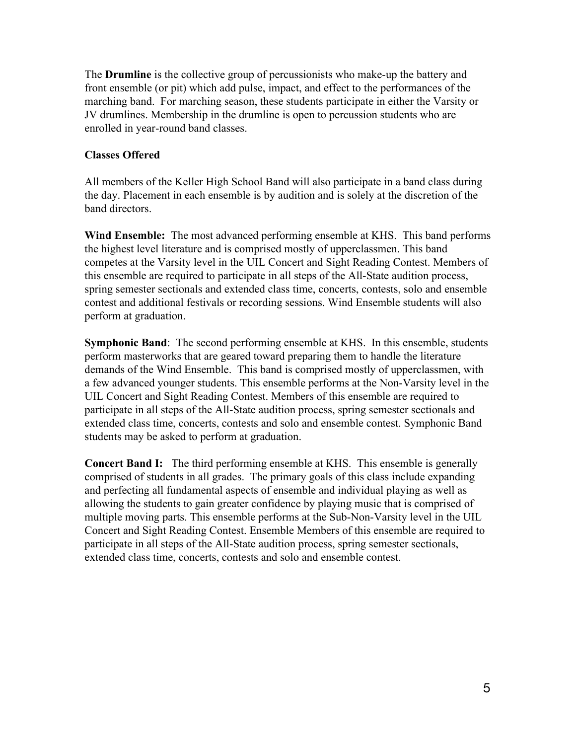The **Drumline** is the collective group of percussionists who make-up the battery and front ensemble (or pit) which add pulse, impact, and effect to the performances of the marching band. For marching season, these students participate in either the Varsity or JV drumlines. Membership in the drumline is open to percussion students who are enrolled in year-round band classes.

**Classes Offered**

All members of the Keller High School Band will also participate in a band class during the day. Placement in each ensemble is by audition and is solely at the discretion of the band directors.

**Wind Ensemble:** The most advanced performing ensemble at KHS. This band performs the highest level literature and is comprised mostly of upperclassmen. This band competes at the Varsity level in the UIL Concert and Sight Reading Contest. Members of this ensemble are required to participate in all steps of the All-State audition process, spring semester sectionals and extended class time, concerts, contests, solo and ensemble contest and additional festivals or recording sessions. Wind Ensemble students will also perform at graduation.

**Symphonic Band**: The second performing ensemble at KHS. In this ensemble, students perform masterworks that are geared toward preparing them to handle the literature demands of the Wind Ensemble. This band is comprised mostly of upperclassmen, with a few advanced younger students. This ensemble performs at the Non-Varsity level in the UIL Concert and Sight Reading Contest. Members of this ensemble are required to participate in all steps of the All-State audition process, spring semester sectionals and extended class time, concerts, contests and solo and ensemble contest. Symphonic Band students may be asked to perform at graduation.

**Concert Band I:** The third performing ensemble at KHS. This ensemble is generally comprised of students in all grades. The primary goals of this class include expanding and perfecting all fundamental aspects of ensemble and individual playing as well as allowing the students to gain greater confidence by playing music that is comprised of multiple moving parts. This ensemble performs at the Sub-Non-Varsity level in the UIL Concert and Sight Reading Contest. Ensemble Members of this ensemble are required to participate in all steps of the All-State audition process, spring semester sectionals, extended class time, concerts, contests and solo and ensemble contest.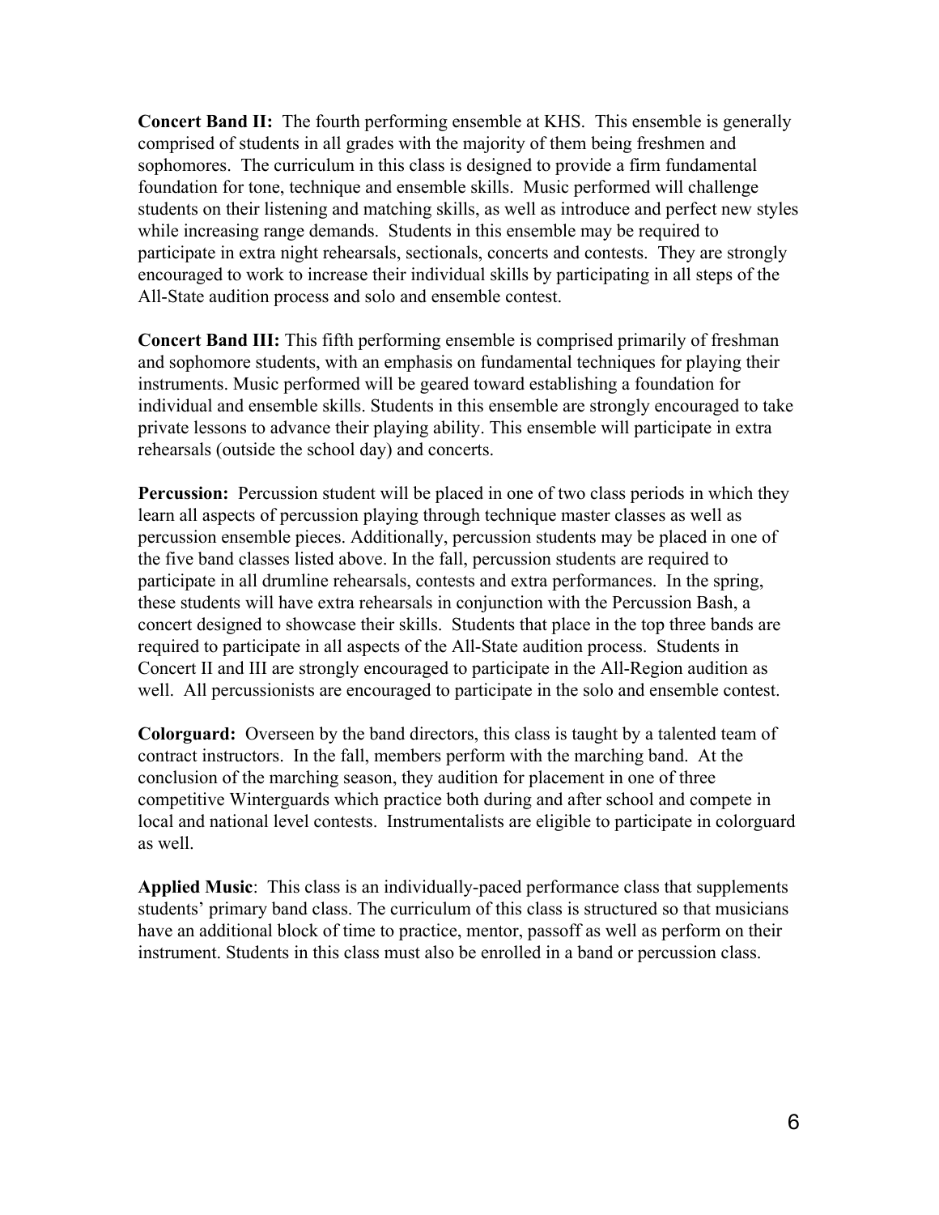**Concert Band II:** The fourth performing ensemble at KHS. This ensemble is generally comprised of students in all grades with the majority of them being freshmen and sophomores. The curriculum in this class is designed to provide a firm fundamental foundation for tone, technique and ensemble skills. Music performed will challenge students on their listening and matching skills, as well as introduce and perfect new styles while increasing range demands. Students in this ensemble may be required to participate in extra night rehearsals, sectionals, concerts and contests. They are strongly encouraged to work to increase their individual skills by participating in all steps of the All-State audition process and solo and ensemble contest.

**Concert Band III:** This fifth performing ensemble is comprised primarily of freshman and sophomore students, with an emphasis on fundamental techniques for playing their instruments. Music performed will be geared toward establishing a foundation for individual and ensemble skills. Students in this ensemble are strongly encouraged to take private lessons to advance their playing ability. This ensemble will participate in extra rehearsals (outside the school day) and concerts.

**Percussion:** Percussion student will be placed in one of two class periods in which they learn all aspects of percussion playing through technique master classes as well as percussion ensemble pieces. Additionally, percussion students may be placed in one of the five band classes listed above. In the fall, percussion students are required to participate in all drumline rehearsals, contests and extra performances. In the spring, these students will have extra rehearsals in conjunction with the Percussion Bash, a concert designed to showcase their skills. Students that place in the top three bands are required to participate in all aspects of the All-State audition process. Students in Concert II and III are strongly encouraged to participate in the All-Region audition as well. All percussionists are encouraged to participate in the solo and ensemble contest.

**Colorguard:** Overseen by the band directors, this class is taught by a talented team of contract instructors. In the fall, members perform with the marching band. At the conclusion of the marching season, they audition for placement in one of three competitive Winterguards which practice both during and after school and compete in local and national level contests. Instrumentalists are eligible to participate in colorguard as well.

**Applied Music**: This class is an individually-paced performance class that supplements students' primary band class. The curriculum of this class is structured so that musicians have an additional block of time to practice, mentor, passoff as well as perform on their instrument. Students in this class must also be enrolled in a band or percussion class.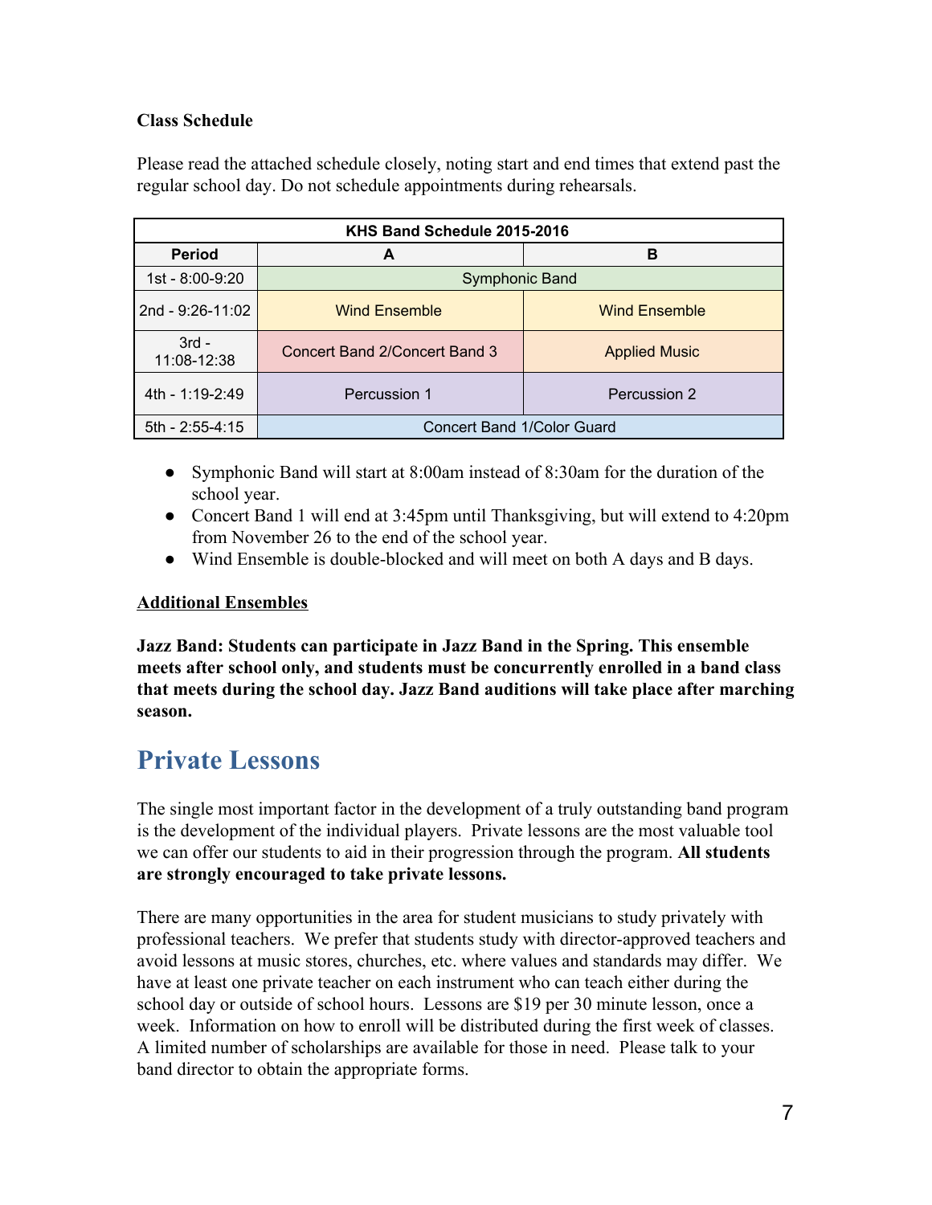**Class Schedule**

Please read the attached schedule closely, noting start and end times that extend past the regular school day. Do not schedule appointments during rehearsals.

| KHS Band Schedule 2015-2016 | | |
|---|---|---|
| **Period** | **A** | **B** |
| 1st - 8:00-9:20 | Symphonic Band | |
| 2nd - 9:26-11:02 | Wind Ensemble | Wind Ensemble |
| 3rd - 11:08-12:38 | Concert Band 2/Concert Band 3 | Applied Music |
| 4th - 1:19-2:49 | Percussion 1 | Percussion 2 |
| 5th - 2:55-4:15 | Concert Band 1/Color Guard | |

- Symphonic Band will start at 8:00am instead of 8:30am for the duration of the school year.
- Concert Band 1 will end at 3:45pm until Thanksgiving, but will extend to 4:20pm from November 26 to the end of the school year.
- Wind Ensemble is double-blocked and will meet on both A days and B days.

**Additional Ensembles**

**Jazz Band: Students can participate in Jazz Band in the Spring. This ensemble meets after school only, and students must be concurrently enrolled in a band class that meets during the school day. Jazz Band auditions will take place after marching season.**

# Private Lessons

The single most important factor in the development of a truly outstanding band program is the development of the individual players. Private lessons are the most valuable tool we can offer our students to aid in their progression through the program. **All students are strongly encouraged to take private lessons.**

There are many opportunities in the area for student musicians to study privately with professional teachers. We prefer that students study with director-approved teachers and avoid lessons at music stores, churches, etc. where values and standards may differ. We have at least one private teacher on each instrument who can teach either during the school day or outside of school hours. Lessons are $19 per 30 minute lesson, once a week. Information on how to enroll will be distributed during the first week of classes. A limited number of scholarships are available for those in need. Please talk to your band director to obtain the appropriate forms.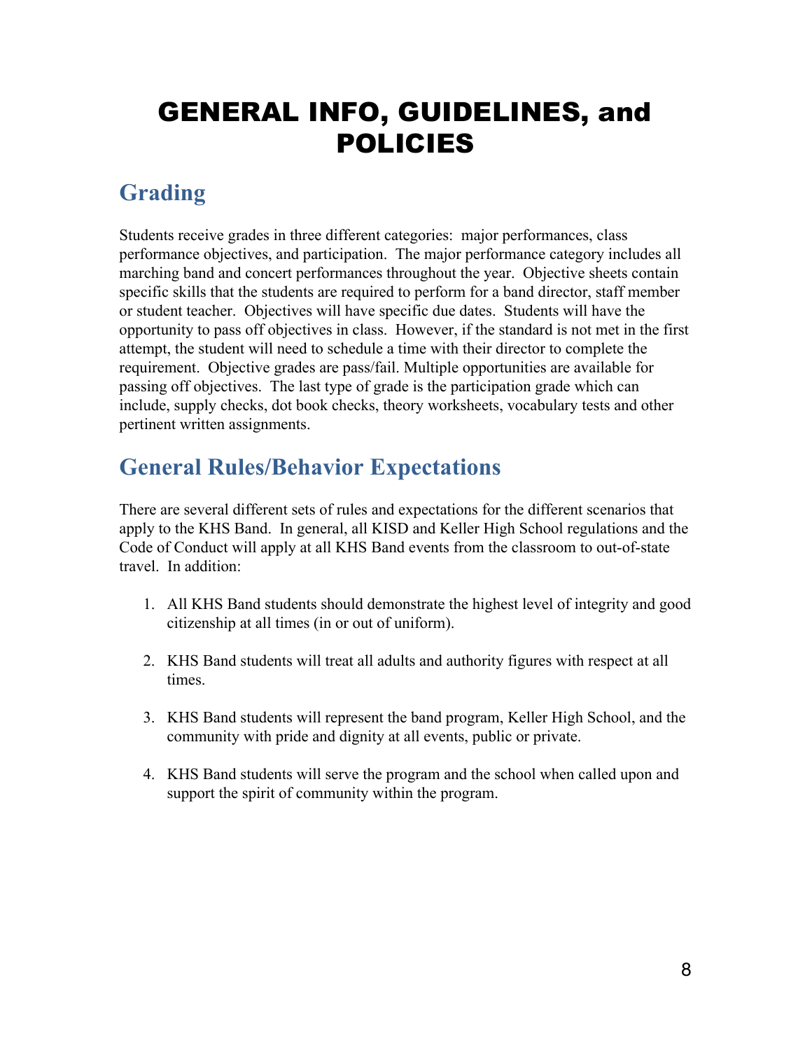# GENERAL INFO, GUIDELINES, and POLICIES

## Grading

Students receive grades in three different categories: major performances, class performance objectives, and participation. The major performance category includes all marching band and concert performances throughout the year. Objective sheets contain specific skills that the students are required to perform for a band director, staff member or student teacher. Objectives will have specific due dates. Students will have the opportunity to pass off objectives in class. However, if the standard is not met in the first attempt, the student will need to schedule a time with their director to complete the requirement. Objective grades are pass/fail. Multiple opportunities are available for passing off objectives. The last type of grade is the participation grade which can include, supply checks, dot book checks, theory worksheets, vocabulary tests and other pertinent written assignments.

## General Rules/Behavior Expectations

There are several different sets of rules and expectations for the different scenarios that apply to the KHS Band. In general, all KISD and Keller High School regulations and the Code of Conduct will apply at all KHS Band events from the classroom to out-of-state travel. In addition:

1. All KHS Band students should demonstrate the highest level of integrity and good citizenship at all times (in or out of uniform).

2. KHS Band students will treat all adults and authority figures with respect at all times.

3. KHS Band students will represent the band program, Keller High School, and the community with pride and dignity at all events, public or private.

4. KHS Band students will serve the program and the school when called upon and support the spirit of community within the program.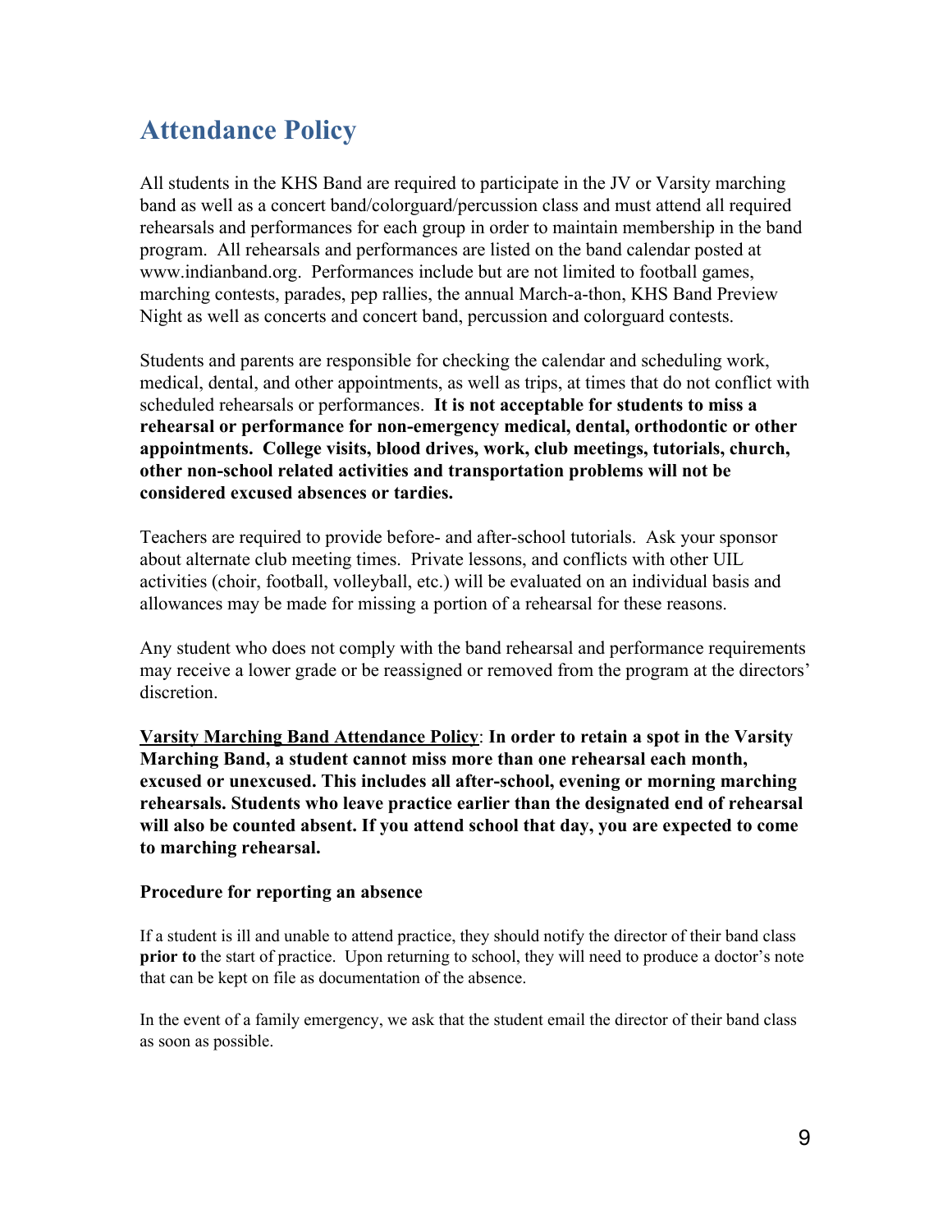# Attendance Policy

All students in the KHS Band are required to participate in the JV or Varsity marching band as well as a concert band/colorguard/percussion class and must attend all required rehearsals and performances for each group in order to maintain membership in the band program. All rehearsals and performances are listed on the band calendar posted at www.indianband.org. Performances include but are not limited to football games, marching contests, parades, pep rallies, the annual March-a-thon, KHS Band Preview Night as well as concerts and concert band, percussion and colorguard contests.

Students and parents are responsible for checking the calendar and scheduling work, medical, dental, and other appointments, as well as trips, at times that do not conflict with scheduled rehearsals or performances. **It is not acceptable for students to miss a rehearsal or performance for non-emergency medical, dental, orthodontic or other appointments. College visits, blood drives, work, club meetings, tutorials, church, other non-school related activities and transportation problems will not be considered excused absences or tardies.**

Teachers are required to provide before- and after-school tutorials. Ask your sponsor about alternate club meeting times. Private lessons, and conflicts with other UIL activities (choir, football, volleyball, etc.) will be evaluated on an individual basis and allowances may be made for missing a portion of a rehearsal for these reasons.

Any student who does not comply with the band rehearsal and performance requirements may receive a lower grade or be reassigned or removed from the program at the directors' discretion.

<u>Varsity Marching Band Attendance Policy</u>: **In order to retain a spot in the Varsity Marching Band, a student cannot miss more than one rehearsal each month, excused or unexcused. This includes all after-school, evening or morning marching rehearsals. Students who leave practice earlier than the designated end of rehearsal will also be counted absent. If you attend school that day, you are expected to come to marching rehearsal.**

### Procedure for reporting an absence

If a student is ill and unable to attend practice, they should notify the director of their band class **prior to** the start of practice. Upon returning to school, they will need to produce a doctor's note that can be kept on file as documentation of the absence.

In the event of a family emergency, we ask that the student email the director of their band class as soon as possible.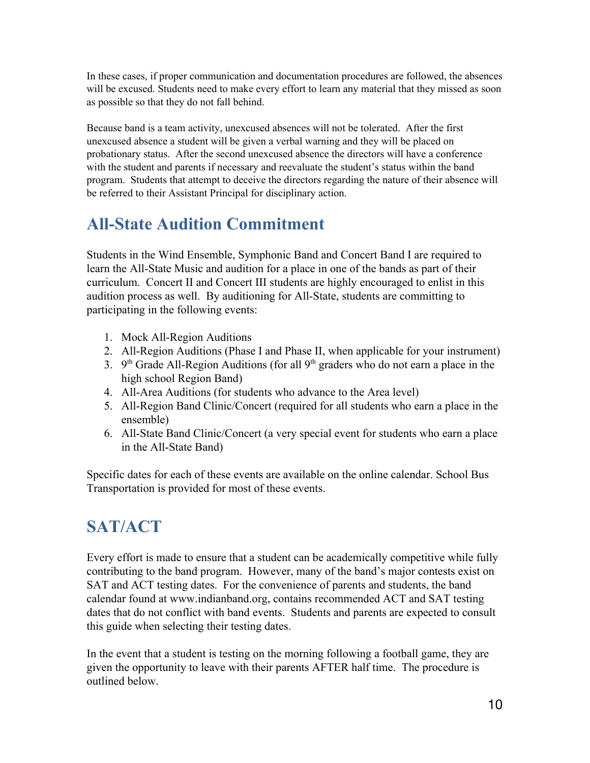In these cases, if proper communication and documentation procedures are followed, the absences will be excused. Students need to make every effort to learn any material that they missed as soon as possible so that they do not fall behind.

Because band is a team activity, unexcused absences will not be tolerated. After the first unexcused absence a student will be given a verbal warning and they will be placed on probationary status. After the second unexcused absence the directors will have a conference with the student and parents if necessary and reevaluate the student's status within the band program. Students that attempt to deceive the directors regarding the nature of their absence will be referred to their Assistant Principal for disciplinary action.

## All-State Audition Commitment

Students in the Wind Ensemble, Symphonic Band and Concert Band I are required to learn the All-State Music and audition for a place in one of the bands as part of their curriculum. Concert II and Concert III students are highly encouraged to enlist in this audition process as well. By auditioning for All-State, students are committing to participating in the following events:

1. Mock All-Region Auditions
2. All-Region Auditions (Phase I and Phase II, when applicable for your instrument)
3. 9th Grade All-Region Auditions (for all 9th graders who do not earn a place in the high school Region Band)
4. All-Area Auditions (for students who advance to the Area level)
5. All-Region Band Clinic/Concert (required for all students who earn a place in the ensemble)
6. All-State Band Clinic/Concert (a very special event for students who earn a place in the All-State Band)

Specific dates for each of these events are available on the online calendar. School Bus Transportation is provided for most of these events.

## SAT/ACT

Every effort is made to ensure that a student can be academically competitive while fully contributing to the band program. However, many of the band's major contests exist on SAT and ACT testing dates. For the convenience of parents and students, the band calendar found at www.indianband.org, contains recommended ACT and SAT testing dates that do not conflict with band events. Students and parents are expected to consult this guide when selecting their testing dates.

In the event that a student is testing on the morning following a football game, they are given the opportunity to leave with their parents AFTER half time. The procedure is outlined below.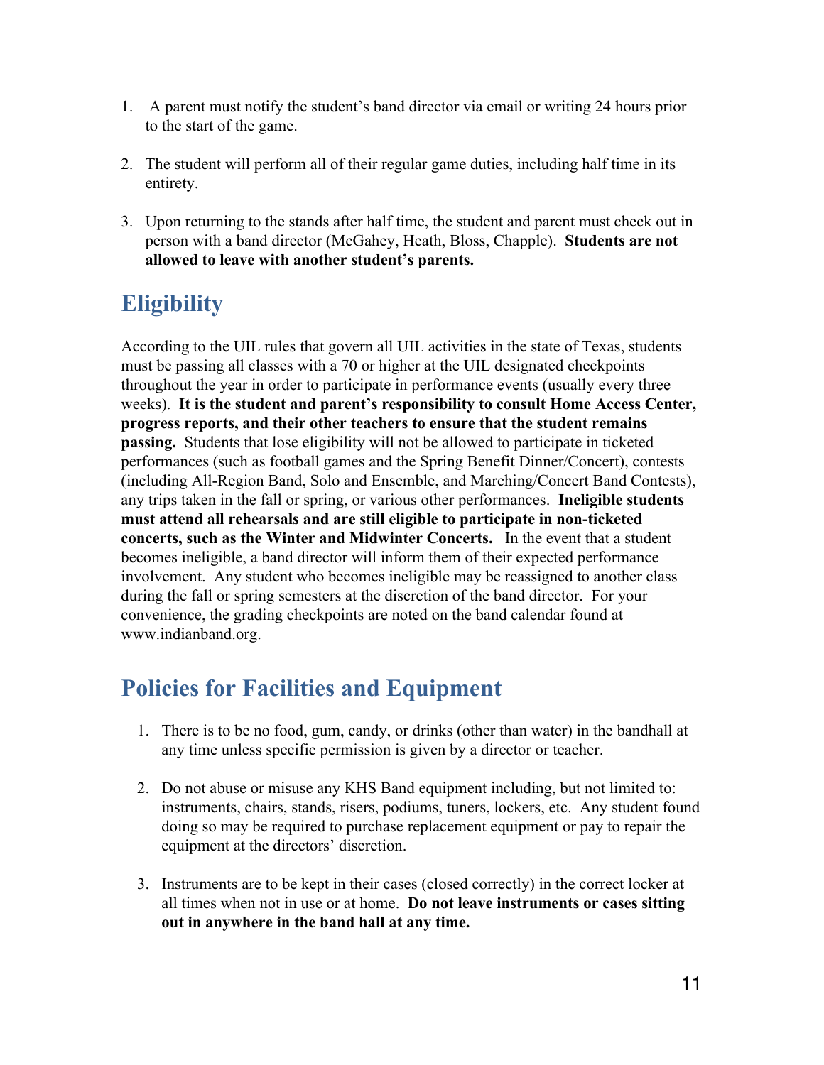1. A parent must notify the student's band director via email or writing 24 hours prior to the start of the game.

2. The student will perform all of their regular game duties, including half time in its entirety.

3. Upon returning to the stands after half time, the student and parent must check out in person with a band director (McGahey, Heath, Bloss, Chapple). **Students are not allowed to leave with another student's parents.**

## Eligibility

According to the UIL rules that govern all UIL activities in the state of Texas, students must be passing all classes with a 70 or higher at the UIL designated checkpoints throughout the year in order to participate in performance events (usually every three weeks). **It is the student and parent's responsibility to consult Home Access Center, progress reports, and their other teachers to ensure that the student remains passing.** Students that lose eligibility will not be allowed to participate in ticketed performances (such as football games and the Spring Benefit Dinner/Concert), contests (including All-Region Band, Solo and Ensemble, and Marching/Concert Band Contests), any trips taken in the fall or spring, or various other performances. **Ineligible students must attend all rehearsals and are still eligible to participate in non-ticketed concerts, such as the Winter and Midwinter Concerts.** In the event that a student becomes ineligible, a band director will inform them of their expected performance involvement. Any student who becomes ineligible may be reassigned to another class during the fall or spring semesters at the discretion of the band director. For your convenience, the grading checkpoints are noted on the band calendar found at www.indianband.org.

## Policies for Facilities and Equipment

1. There is to be no food, gum, candy, or drinks (other than water) in the bandhall at any time unless specific permission is given by a director or teacher.

2. Do not abuse or misuse any KHS Band equipment including, but not limited to: instruments, chairs, stands, risers, podiums, tuners, lockers, etc. Any student found doing so may be required to purchase replacement equipment or pay to repair the equipment at the directors' discretion.

3. Instruments are to be kept in their cases (closed correctly) in the correct locker at all times when not in use or at home. **Do not leave instruments or cases sitting out in anywhere in the band hall at any time.**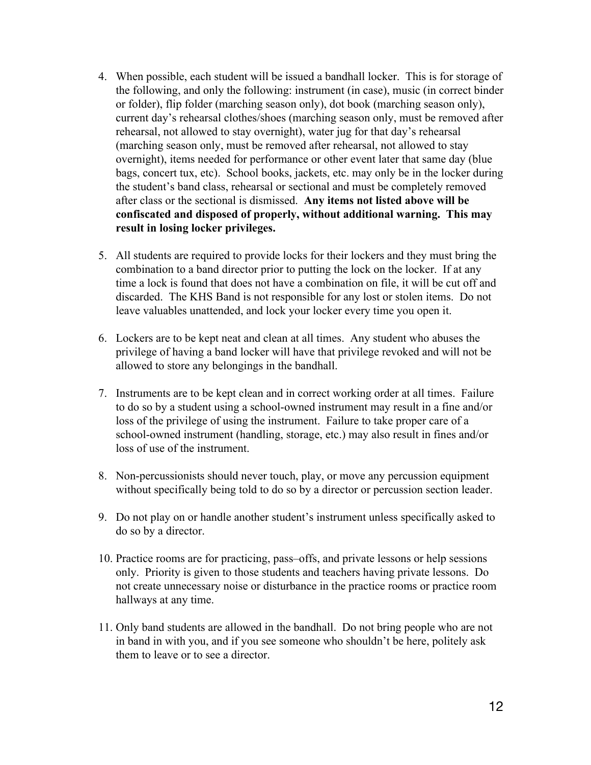4. When possible, each student will be issued a bandhall locker. This is for storage of the following, and only the following: instrument (in case), music (in correct binder or folder), flip folder (marching season only), dot book (marching season only), current day's rehearsal clothes/shoes (marching season only, must be removed after rehearsal, not allowed to stay overnight), water jug for that day's rehearsal (marching season only, must be removed after rehearsal, not allowed to stay overnight), items needed for performance or other event later that same day (blue bags, concert tux, etc). School books, jackets, etc. may only be in the locker during the student's band class, rehearsal or sectional and must be completely removed after class or the sectional is dismissed. **Any items not listed above will be confiscated and disposed of properly, without additional warning. This may result in losing locker privileges.**

5. All students are required to provide locks for their lockers and they must bring the combination to a band director prior to putting the lock on the locker. If at any time a lock is found that does not have a combination on file, it will be cut off and discarded. The KHS Band is not responsible for any lost or stolen items. Do not leave valuables unattended, and lock your locker every time you open it.

6. Lockers are to be kept neat and clean at all times. Any student who abuses the privilege of having a band locker will have that privilege revoked and will not be allowed to store any belongings in the bandhall.

7. Instruments are to be kept clean and in correct working order at all times. Failure to do so by a student using a school-owned instrument may result in a fine and/or loss of the privilege of using the instrument. Failure to take proper care of a school-owned instrument (handling, storage, etc.) may also result in fines and/or loss of use of the instrument.

8. Non-percussionists should never touch, play, or move any percussion equipment without specifically being told to do so by a director or percussion section leader.

9. Do not play on or handle another student's instrument unless specifically asked to do so by a director.

10. Practice rooms are for practicing, pass–offs, and private lessons or help sessions only. Priority is given to those students and teachers having private lessons. Do not create unnecessary noise or disturbance in the practice rooms or practice room hallways at any time.

11. Only band students are allowed in the bandhall. Do not bring people who are not in band in with you, and if you see someone who shouldn't be here, politely ask them to leave or to see a director.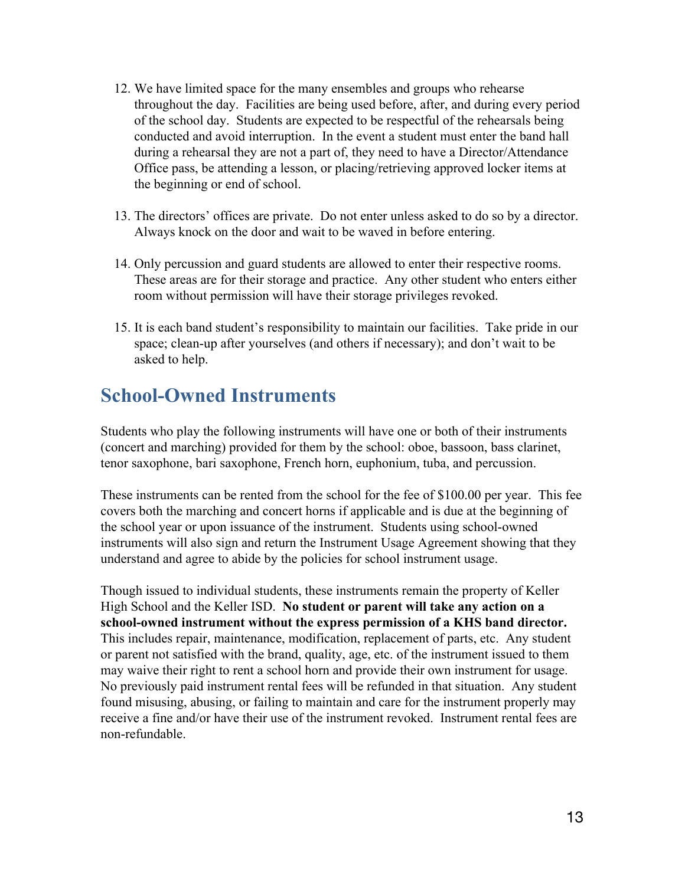12. We have limited space for the many ensembles and groups who rehearse throughout the day. Facilities are being used before, after, and during every period of the school day. Students are expected to be respectful of the rehearsals being conducted and avoid interruption. In the event a student must enter the band hall during a rehearsal they are not a part of, they need to have a Director/Attendance Office pass, be attending a lesson, or placing/retrieving approved locker items at the beginning or end of school.

13. The directors' offices are private. Do not enter unless asked to do so by a director. Always knock on the door and wait to be waved in before entering.

14. Only percussion and guard students are allowed to enter their respective rooms. These areas are for their storage and practice. Any other student who enters either room without permission will have their storage privileges revoked.

15. It is each band student's responsibility to maintain our facilities. Take pride in our space; clean-up after yourselves (and others if necessary); and don't wait to be asked to help.

## School-Owned Instruments

Students who play the following instruments will have one or both of their instruments (concert and marching) provided for them by the school: oboe, bassoon, bass clarinet, tenor saxophone, bari saxophone, French horn, euphonium, tuba, and percussion.

These instruments can be rented from the school for the fee of $100.00 per year. This fee covers both the marching and concert horns if applicable and is due at the beginning of the school year or upon issuance of the instrument. Students using school-owned instruments will also sign and return the Instrument Usage Agreement showing that they understand and agree to abide by the policies for school instrument usage.

Though issued to individual students, these instruments remain the property of Keller High School and the Keller ISD. **No student or parent will take any action on a school-owned instrument without the express permission of a KHS band director.** This includes repair, maintenance, modification, replacement of parts, etc. Any student or parent not satisfied with the brand, quality, age, etc. of the instrument issued to them may waive their right to rent a school horn and provide their own instrument for usage. No previously paid instrument rental fees will be refunded in that situation. Any student found misusing, abusing, or failing to maintain and care for the instrument properly may receive a fine and/or have their use of the instrument revoked. Instrument rental fees are non-refundable.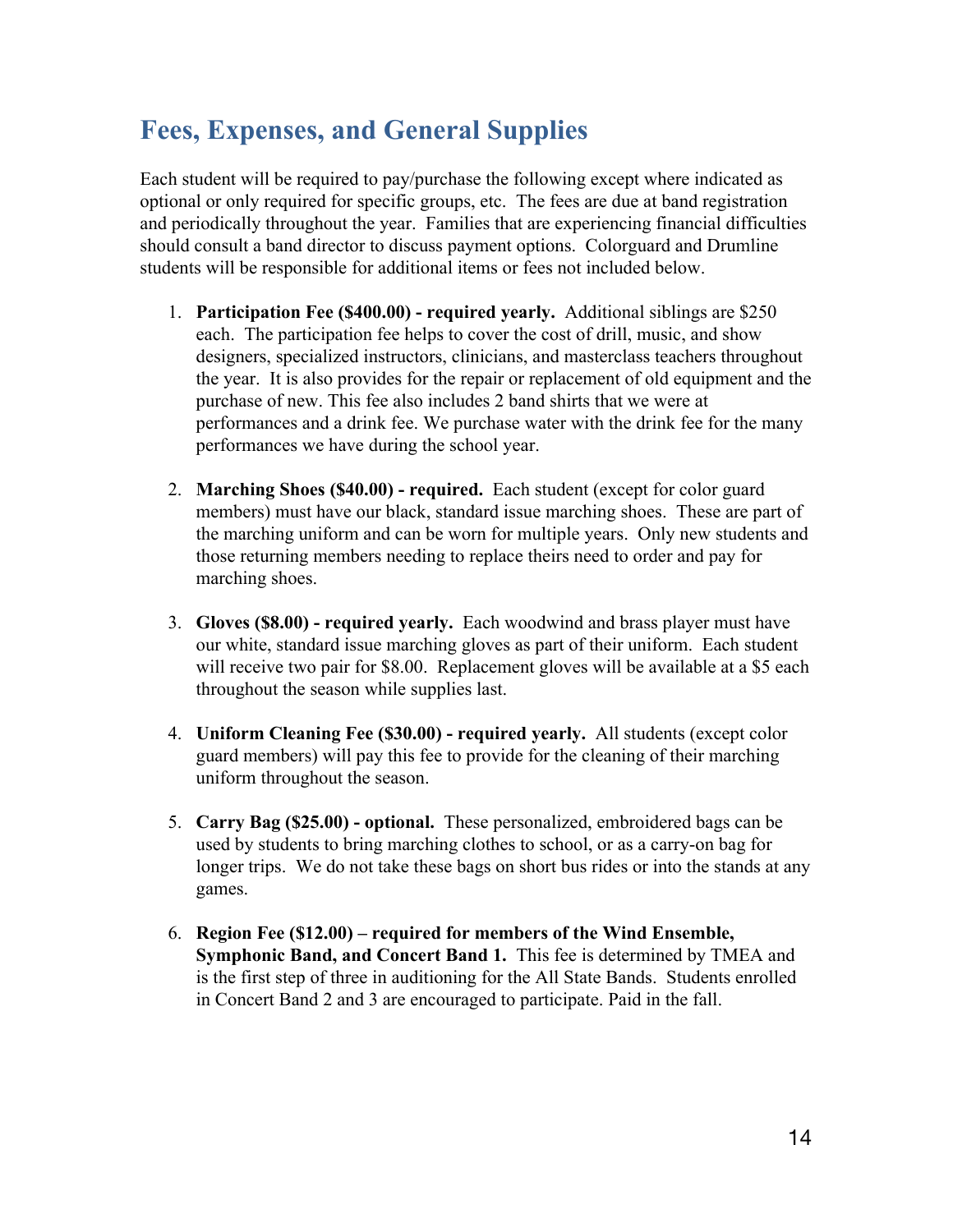## Fees, Expenses, and General Supplies

Each student will be required to pay/purchase the following except where indicated as optional or only required for specific groups, etc. The fees are due at band registration and periodically throughout the year. Families that are experiencing financial difficulties should consult a band director to discuss payment options. Colorguard and Drumline students will be responsible for additional items or fees not included below.

1. **Participation Fee ($400.00) - required yearly.** Additional siblings are $250 each. The participation fee helps to cover the cost of drill, music, and show designers, specialized instructors, clinicians, and masterclass teachers throughout the year. It is also provides for the repair or replacement of old equipment and the purchase of new. This fee also includes 2 band shirts that we were at performances and a drink fee. We purchase water with the drink fee for the many performances we have during the school year.

2. **Marching Shoes ($40.00) - required.** Each student (except for color guard members) must have our black, standard issue marching shoes. These are part of the marching uniform and can be worn for multiple years. Only new students and those returning members needing to replace theirs need to order and pay for marching shoes.

3. **Gloves ($8.00) - required yearly.** Each woodwind and brass player must have our white, standard issue marching gloves as part of their uniform. Each student will receive two pair for $8.00. Replacement gloves will be available at a $5 each throughout the season while supplies last.

4. **Uniform Cleaning Fee ($30.00) - required yearly.** All students (except color guard members) will pay this fee to provide for the cleaning of their marching uniform throughout the season.

5. **Carry Bag ($25.00) - optional.** These personalized, embroidered bags can be used by students to bring marching clothes to school, or as a carry-on bag for longer trips. We do not take these bags on short bus rides or into the stands at any games.

6. **Region Fee ($12.00) – required for members of the Wind Ensemble, Symphonic Band, and Concert Band 1.** This fee is determined by TMEA and is the first step of three in auditioning for the All State Bands. Students enrolled in Concert Band 2 and 3 are encouraged to participate. Paid in the fall.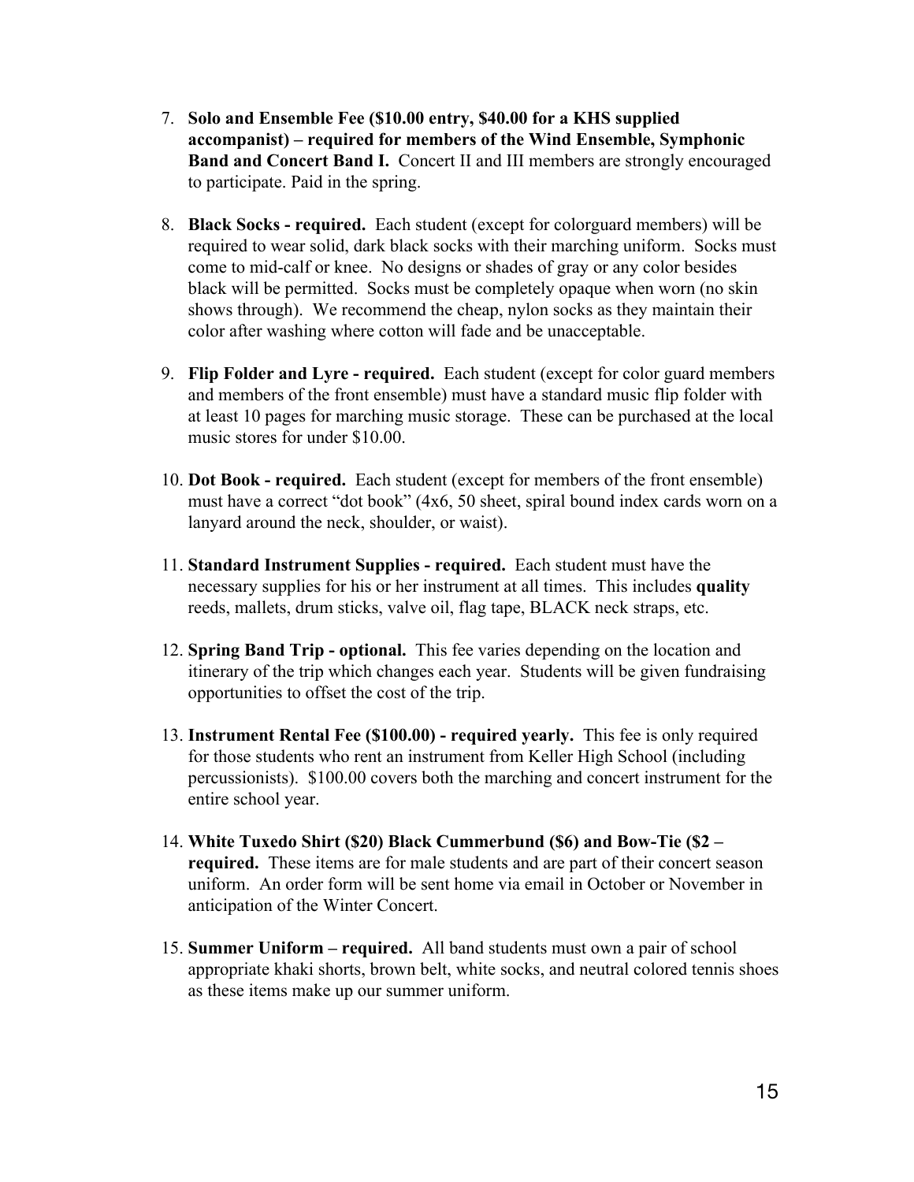7. **Solo and Ensemble Fee ($10.00 entry, $40.00 for a KHS supplied accompanist) – required for members of the Wind Ensemble, Symphonic Band and Concert Band I.** Concert II and III members are strongly encouraged to participate. Paid in the spring.

8. **Black Socks - required.** Each student (except for colorguard members) will be required to wear solid, dark black socks with their marching uniform. Socks must come to mid-calf or knee. No designs or shades of gray or any color besides black will be permitted. Socks must be completely opaque when worn (no skin shows through). We recommend the cheap, nylon socks as they maintain their color after washing where cotton will fade and be unacceptable.

9. **Flip Folder and Lyre - required.** Each student (except for color guard members and members of the front ensemble) must have a standard music flip folder with at least 10 pages for marching music storage. These can be purchased at the local music stores for under $10.00.

10. **Dot Book - required.** Each student (except for members of the front ensemble) must have a correct "dot book" (4x6, 50 sheet, spiral bound index cards worn on a lanyard around the neck, shoulder, or waist).

11. **Standard Instrument Supplies - required.** Each student must have the necessary supplies for his or her instrument at all times. This includes **quality** reeds, mallets, drum sticks, valve oil, flag tape, BLACK neck straps, etc.

12. **Spring Band Trip - optional.** This fee varies depending on the location and itinerary of the trip which changes each year. Students will be given fundraising opportunities to offset the cost of the trip.

13. **Instrument Rental Fee ($100.00) - required yearly.** This fee is only required for those students who rent an instrument from Keller High School (including percussionists). $100.00 covers both the marching and concert instrument for the entire school year.

14. **White Tuxedo Shirt ($20) Black Cummerbund ($6) and Bow-Tie ($2 – required.** These items are for male students and are part of their concert season uniform. An order form will be sent home via email in October or November in anticipation of the Winter Concert.

15. **Summer Uniform – required.** All band students must own a pair of school appropriate khaki shorts, brown belt, white socks, and neutral colored tennis shoes as these items make up our summer uniform.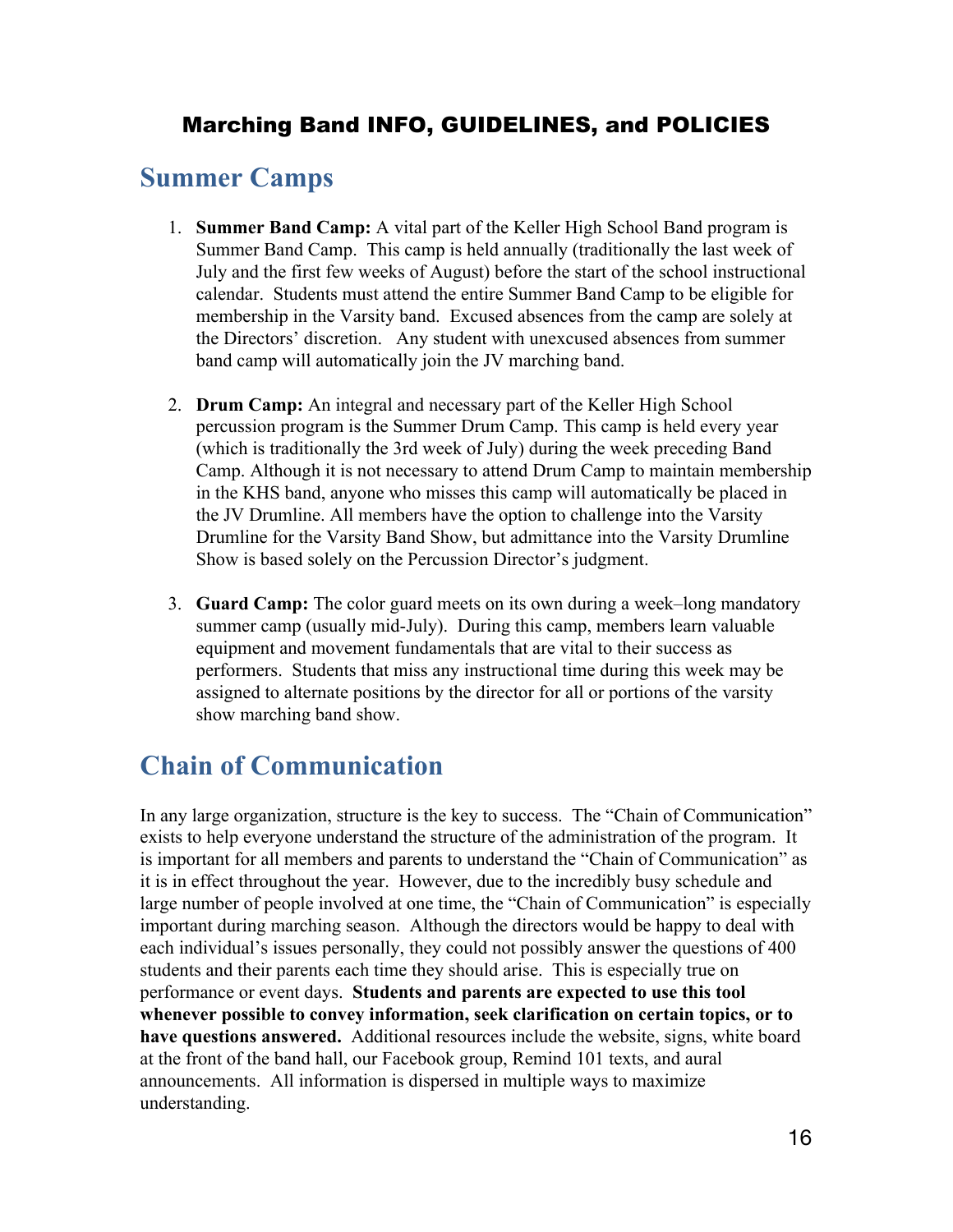# Marching Band INFO, GUIDELINES, and POLICIES

## Summer Camps

1. **Summer Band Camp:** A vital part of the Keller High School Band program is Summer Band Camp. This camp is held annually (traditionally the last week of July and the first few weeks of August) before the start of the school instructional calendar. Students must attend the entire Summer Band Camp to be eligible for membership in the Varsity band. Excused absences from the camp are solely at the Directors' discretion. Any student with unexcused absences from summer band camp will automatically join the JV marching band.

2. **Drum Camp:** An integral and necessary part of the Keller High School percussion program is the Summer Drum Camp. This camp is held every year (which is traditionally the 3rd week of July) during the week preceding Band Camp. Although it is not necessary to attend Drum Camp to maintain membership in the KHS band, anyone who misses this camp will automatically be placed in the JV Drumline. All members have the option to challenge into the Varsity Drumline for the Varsity Band Show, but admittance into the Varsity Drumline Show is based solely on the Percussion Director's judgment.

3. **Guard Camp:** The color guard meets on its own during a week–long mandatory summer camp (usually mid-July). During this camp, members learn valuable equipment and movement fundamentals that are vital to their success as performers. Students that miss any instructional time during this week may be assigned to alternate positions by the director for all or portions of the varsity show marching band show.

## Chain of Communication

In any large organization, structure is the key to success. The "Chain of Communication" exists to help everyone understand the structure of the administration of the program. It is important for all members and parents to understand the "Chain of Communication" as it is in effect throughout the year. However, due to the incredibly busy schedule and large number of people involved at one time, the "Chain of Communication" is especially important during marching season. Although the directors would be happy to deal with each individual's issues personally, they could not possibly answer the questions of 400 students and their parents each time they should arise. This is especially true on performance or event days. **Students and parents are expected to use this tool whenever possible to convey information, seek clarification on certain topics, or to have questions answered.** Additional resources include the website, signs, white board at the front of the band hall, our Facebook group, Remind 101 texts, and aural announcements. All information is dispersed in multiple ways to maximize understanding.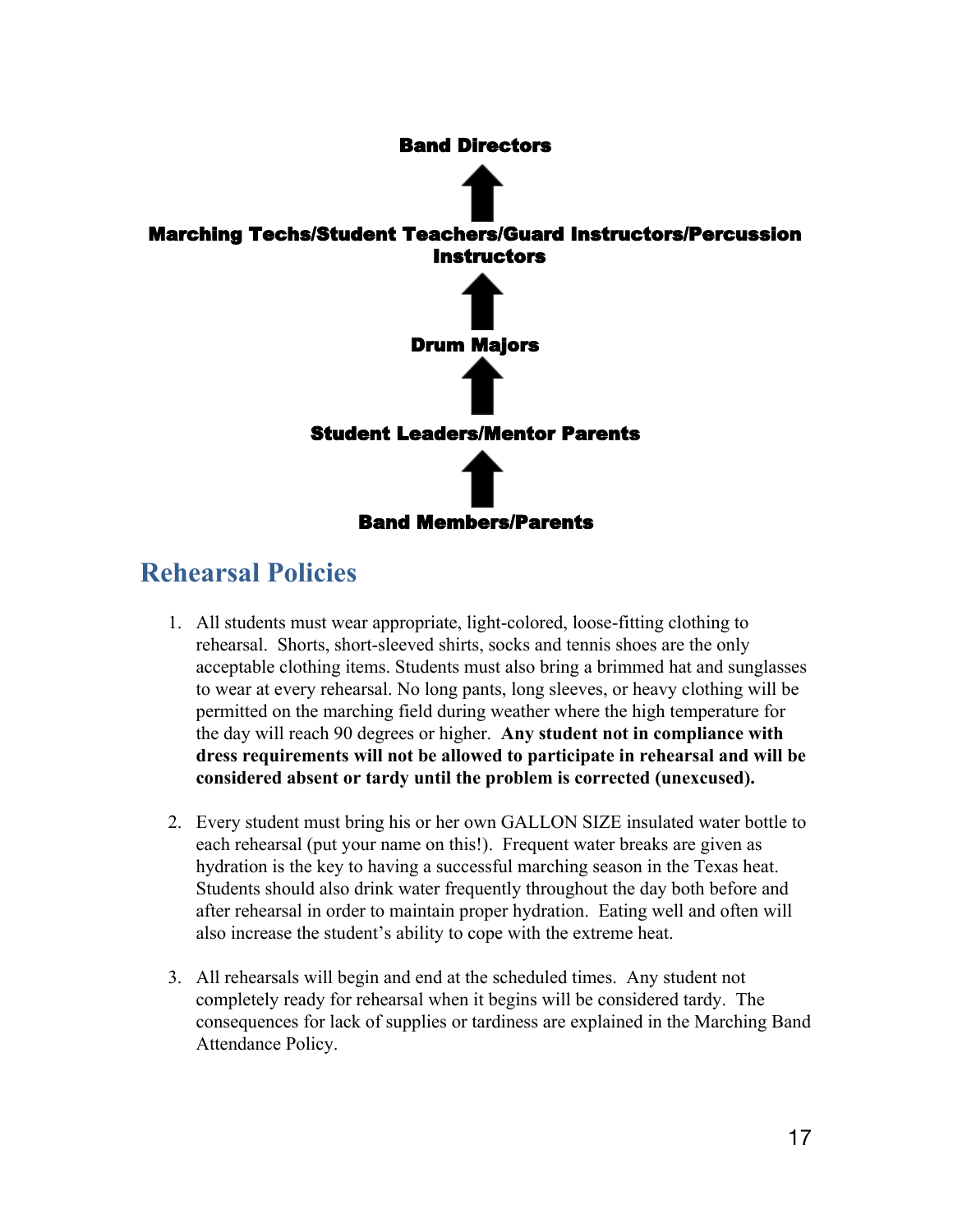**Band Directors**

⬆

**Marching Techs/Student Teachers/Guard Instructors/Percussion Instructors**

⬆

**Drum Majors**

⬆

**Student Leaders/Mentor Parents**

⬆

**Band Members/Parents**

## Rehearsal Policies

1. All students must wear appropriate, light-colored, loose-fitting clothing to rehearsal. Shorts, short-sleeved shirts, socks and tennis shoes are the only acceptable clothing items. Students must also bring a brimmed hat and sunglasses to wear at every rehearsal. No long pants, long sleeves, or heavy clothing will be permitted on the marching field during weather where the high temperature for the day will reach 90 degrees or higher. **Any student not in compliance with dress requirements will not be allowed to participate in rehearsal and will be considered absent or tardy until the problem is corrected (unexcused).**

2. Every student must bring his or her own GALLON SIZE insulated water bottle to each rehearsal (put your name on this!). Frequent water breaks are given as hydration is the key to having a successful marching season in the Texas heat. Students should also drink water frequently throughout the day both before and after rehearsal in order to maintain proper hydration. Eating well and often will also increase the student's ability to cope with the extreme heat.

3. All rehearsals will begin and end at the scheduled times. Any student not completely ready for rehearsal when it begins will be considered tardy. The consequences for lack of supplies or tardiness are explained in the Marching Band Attendance Policy.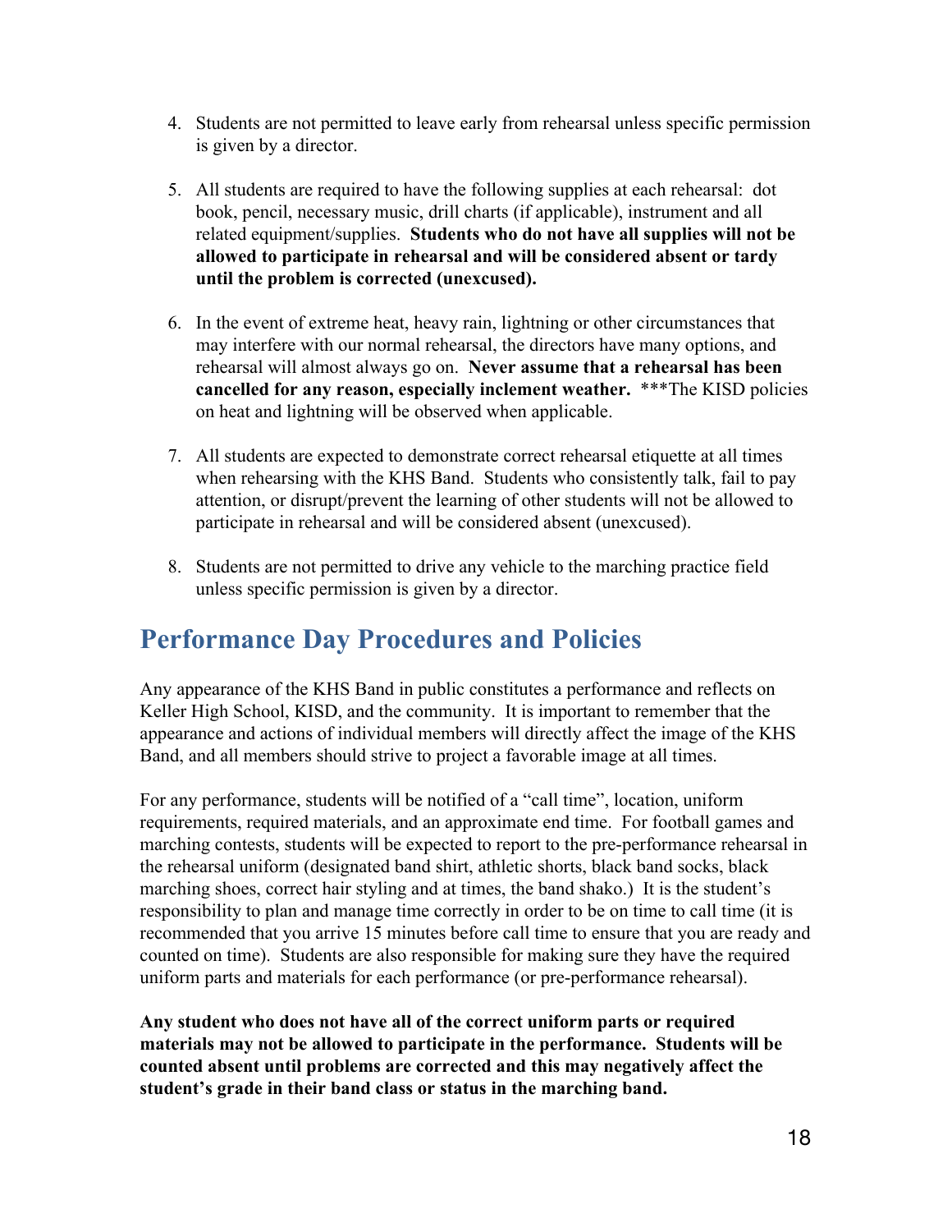4. Students are not permitted to leave early from rehearsal unless specific permission is given by a director.

5. All students are required to have the following supplies at each rehearsal: dot book, pencil, necessary music, drill charts (if applicable), instrument and all related equipment/supplies. **Students who do not have all supplies will not be allowed to participate in rehearsal and will be considered absent or tardy until the problem is corrected (unexcused).**

6. In the event of extreme heat, heavy rain, lightning or other circumstances that may interfere with our normal rehearsal, the directors have many options, and rehearsal will almost always go on. **Never assume that a rehearsal has been cancelled for any reason, especially inclement weather.** ***The KISD policies on heat and lightning will be observed when applicable.

7. All students are expected to demonstrate correct rehearsal etiquette at all times when rehearsing with the KHS Band. Students who consistently talk, fail to pay attention, or disrupt/prevent the learning of other students will not be allowed to participate in rehearsal and will be considered absent (unexcused).

8. Students are not permitted to drive any vehicle to the marching practice field unless specific permission is given by a director.

## Performance Day Procedures and Policies

Any appearance of the KHS Band in public constitutes a performance and reflects on Keller High School, KISD, and the community. It is important to remember that the appearance and actions of individual members will directly affect the image of the KHS Band, and all members should strive to project a favorable image at all times.

For any performance, students will be notified of a "call time", location, uniform requirements, required materials, and an approximate end time. For football games and marching contests, students will be expected to report to the pre-performance rehearsal in the rehearsal uniform (designated band shirt, athletic shorts, black band socks, black marching shoes, correct hair styling and at times, the band shako.) It is the student's responsibility to plan and manage time correctly in order to be on time to call time (it is recommended that you arrive 15 minutes before call time to ensure that you are ready and counted on time). Students are also responsible for making sure they have the required uniform parts and materials for each performance (or pre-performance rehearsal).

**Any student who does not have all of the correct uniform parts or required materials may not be allowed to participate in the performance. Students will be counted absent until problems are corrected and this may negatively affect the student's grade in their band class or status in the marching band.**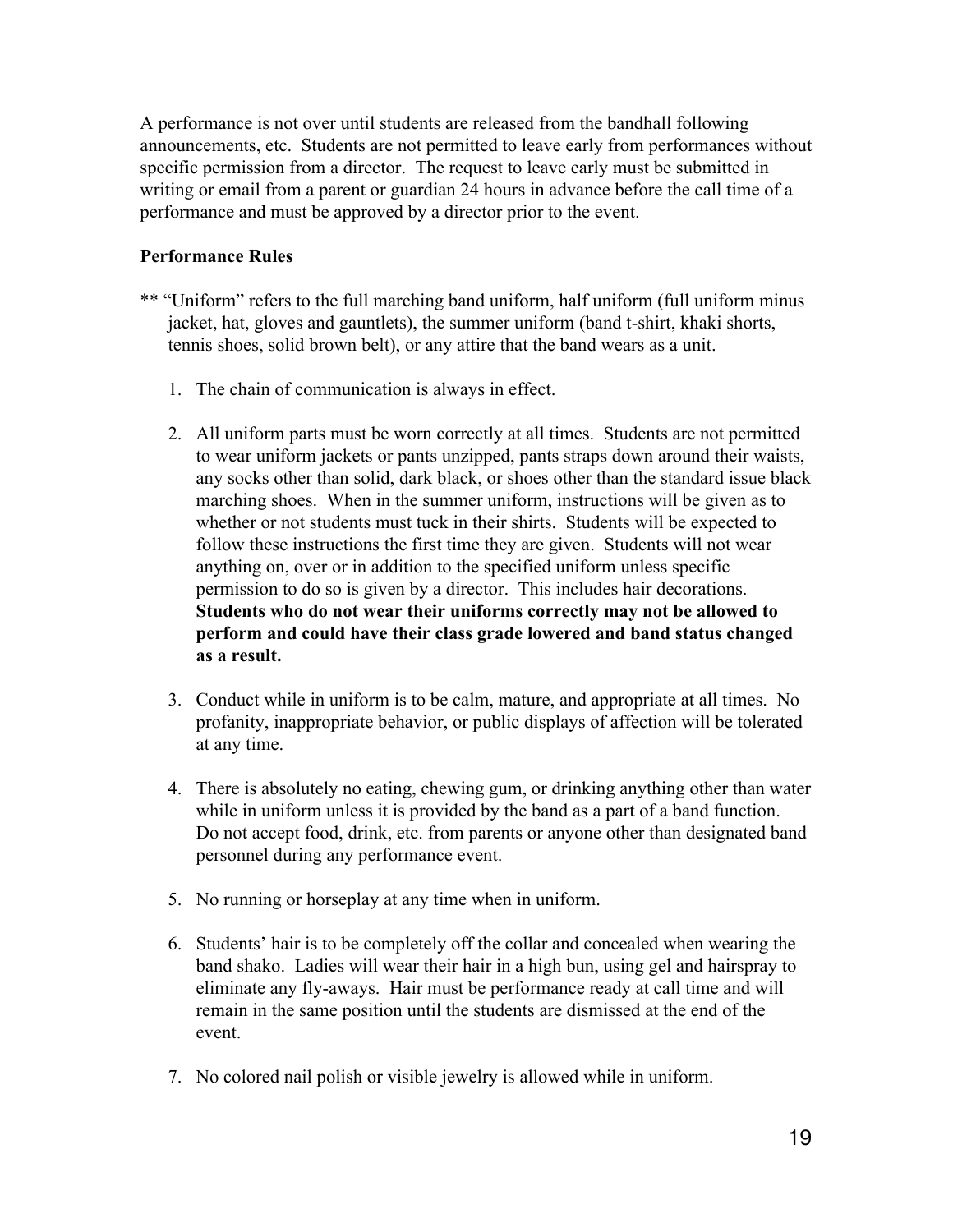A performance is not over until students are released from the bandhall following announcements, etc. Students are not permitted to leave early from performances without specific permission from a director. The request to leave early must be submitted in writing or email from a parent or guardian 24 hours in advance before the call time of a performance and must be approved by a director prior to the event.

**Performance Rules**

** "Uniform" refers to the full marching band uniform, half uniform (full uniform minus jacket, hat, gloves and gauntlets), the summer uniform (band t-shirt, khaki shorts, tennis shoes, solid brown belt), or any attire that the band wears as a unit.

1. The chain of communication is always in effect.

2. All uniform parts must be worn correctly at all times. Students are not permitted to wear uniform jackets or pants unzipped, pants straps down around their waists, any socks other than solid, dark black, or shoes other than the standard issue black marching shoes. When in the summer uniform, instructions will be given as to whether or not students must tuck in their shirts. Students will be expected to follow these instructions the first time they are given. Students will not wear anything on, over or in addition to the specified uniform unless specific permission to do so is given by a director. This includes hair decorations. **Students who do not wear their uniforms correctly may not be allowed to perform and could have their class grade lowered and band status changed as a result.**

3. Conduct while in uniform is to be calm, mature, and appropriate at all times. No profanity, inappropriate behavior, or public displays of affection will be tolerated at any time.

4. There is absolutely no eating, chewing gum, or drinking anything other than water while in uniform unless it is provided by the band as a part of a band function. Do not accept food, drink, etc. from parents or anyone other than designated band personnel during any performance event.

5. No running or horseplay at any time when in uniform.

6. Students' hair is to be completely off the collar and concealed when wearing the band shako. Ladies will wear their hair in a high bun, using gel and hairspray to eliminate any fly-aways. Hair must be performance ready at call time and will remain in the same position until the students are dismissed at the end of the event.

7. No colored nail polish or visible jewelry is allowed while in uniform.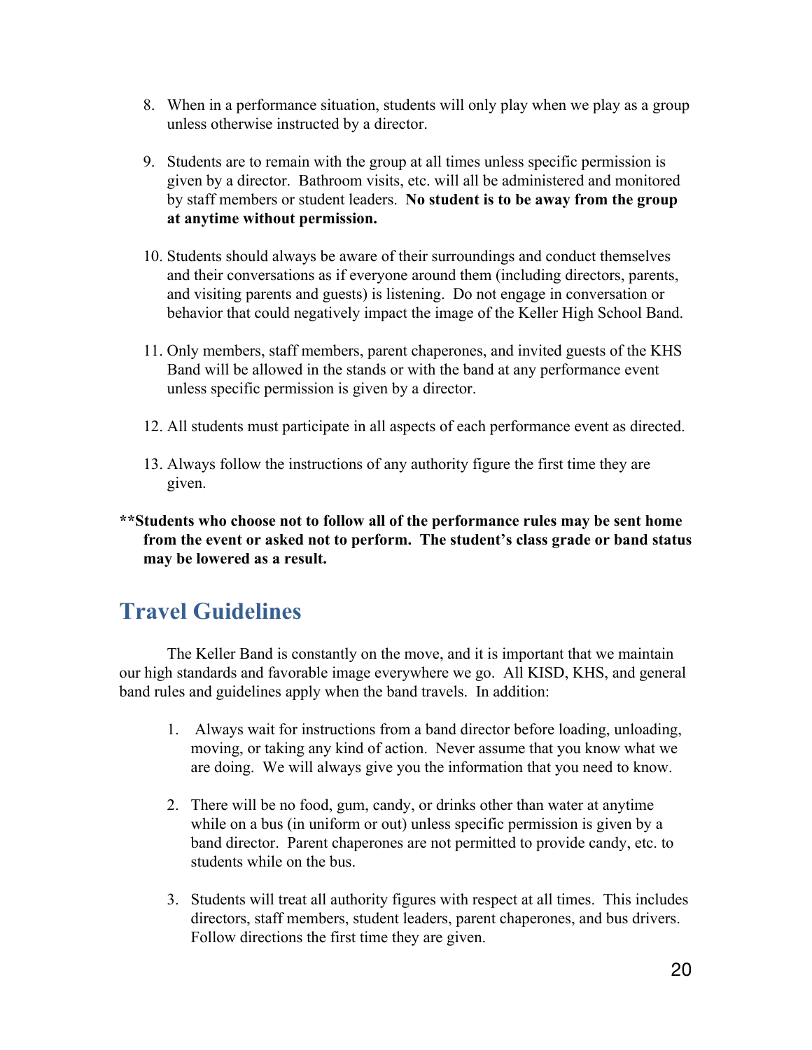8. When in a performance situation, students will only play when we play as a group unless otherwise instructed by a director.

9. Students are to remain with the group at all times unless specific permission is given by a director. Bathroom visits, etc. will all be administered and monitored by staff members or student leaders. **No student is to be away from the group at anytime without permission.**

10. Students should always be aware of their surroundings and conduct themselves and their conversations as if everyone around them (including directors, parents, and visiting parents and guests) is listening. Do not engage in conversation or behavior that could negatively impact the image of the Keller High School Band.

11. Only members, staff members, parent chaperones, and invited guests of the KHS Band will be allowed in the stands or with the band at any performance event unless specific permission is given by a director.

12. All students must participate in all aspects of each performance event as directed.

13. Always follow the instructions of any authority figure the first time they are given.

**\*\*Students who choose not to follow all of the performance rules may be sent home from the event or asked not to perform. The student's class grade or band status may be lowered as a result.**

## Travel Guidelines

The Keller Band is constantly on the move, and it is important that we maintain our high standards and favorable image everywhere we go. All KISD, KHS, and general band rules and guidelines apply when the band travels. In addition:

1. Always wait for instructions from a band director before loading, unloading, moving, or taking any kind of action. Never assume that you know what we are doing. We will always give you the information that you need to know.

2. There will be no food, gum, candy, or drinks other than water at anytime while on a bus (in uniform or out) unless specific permission is given by a band director. Parent chaperones are not permitted to provide candy, etc. to students while on the bus.

3. Students will treat all authority figures with respect at all times. This includes directors, staff members, student leaders, parent chaperones, and bus drivers. Follow directions the first time they are given.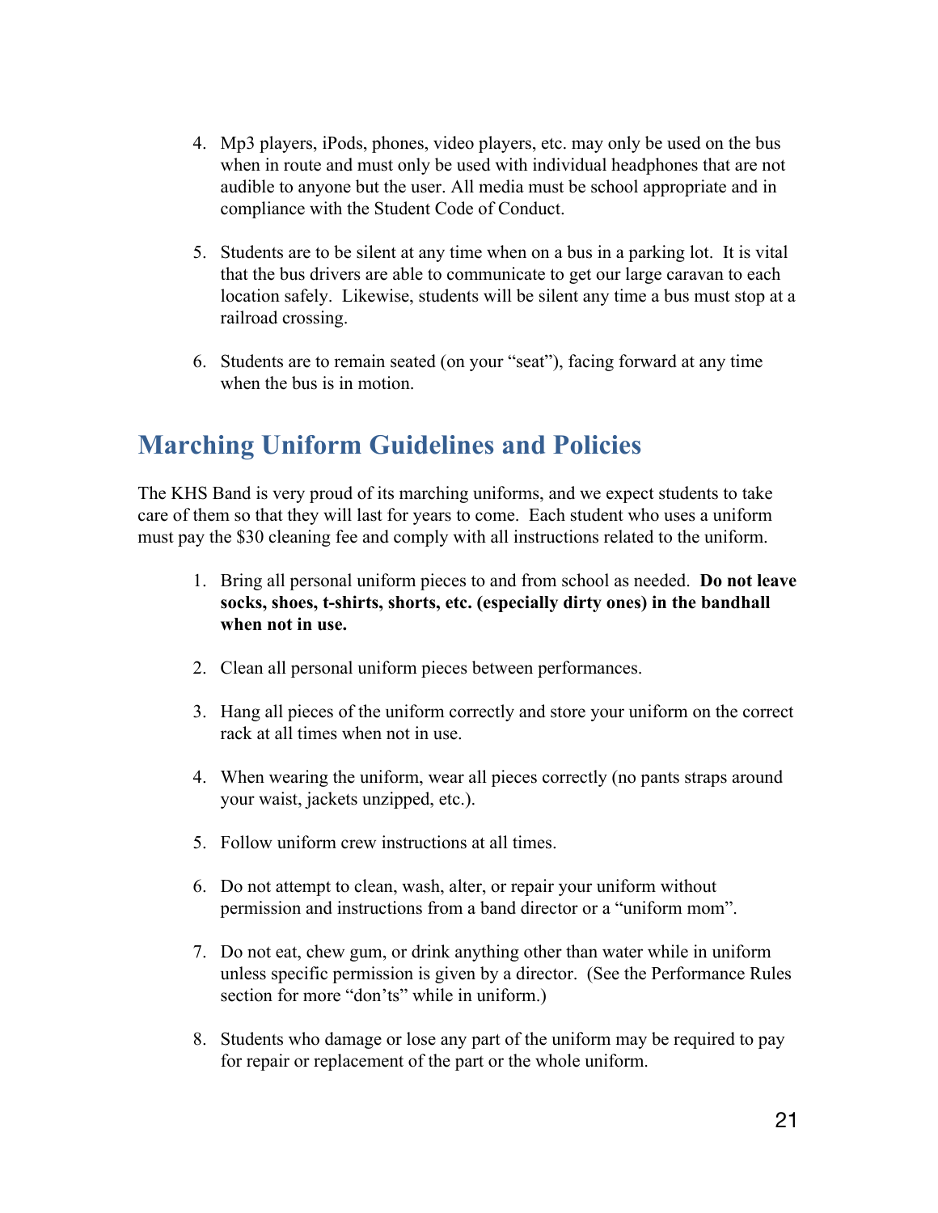4. Mp3 players, iPods, phones, video players, etc. may only be used on the bus when in route and must only be used with individual headphones that are not audible to anyone but the user. All media must be school appropriate and in compliance with the Student Code of Conduct.

5. Students are to be silent at any time when on a bus in a parking lot. It is vital that the bus drivers are able to communicate to get our large caravan to each location safely. Likewise, students will be silent any time a bus must stop at a railroad crossing.

6. Students are to remain seated (on your "seat"), facing forward at any time when the bus is in motion.

## Marching Uniform Guidelines and Policies

The KHS Band is very proud of its marching uniforms, and we expect students to take care of them so that they will last for years to come. Each student who uses a uniform must pay the $30 cleaning fee and comply with all instructions related to the uniform.

1. Bring all personal uniform pieces to and from school as needed. **Do not leave socks, shoes, t-shirts, shorts, etc. (especially dirty ones) in the bandhall when not in use.**

2. Clean all personal uniform pieces between performances.

3. Hang all pieces of the uniform correctly and store your uniform on the correct rack at all times when not in use.

4. When wearing the uniform, wear all pieces correctly (no pants straps around your waist, jackets unzipped, etc.).

5. Follow uniform crew instructions at all times.

6. Do not attempt to clean, wash, alter, or repair your uniform without permission and instructions from a band director or a "uniform mom".

7. Do not eat, chew gum, or drink anything other than water while in uniform unless specific permission is given by a director. (See the Performance Rules section for more "don'ts" while in uniform.)

8. Students who damage or lose any part of the uniform may be required to pay for repair or replacement of the part or the whole uniform.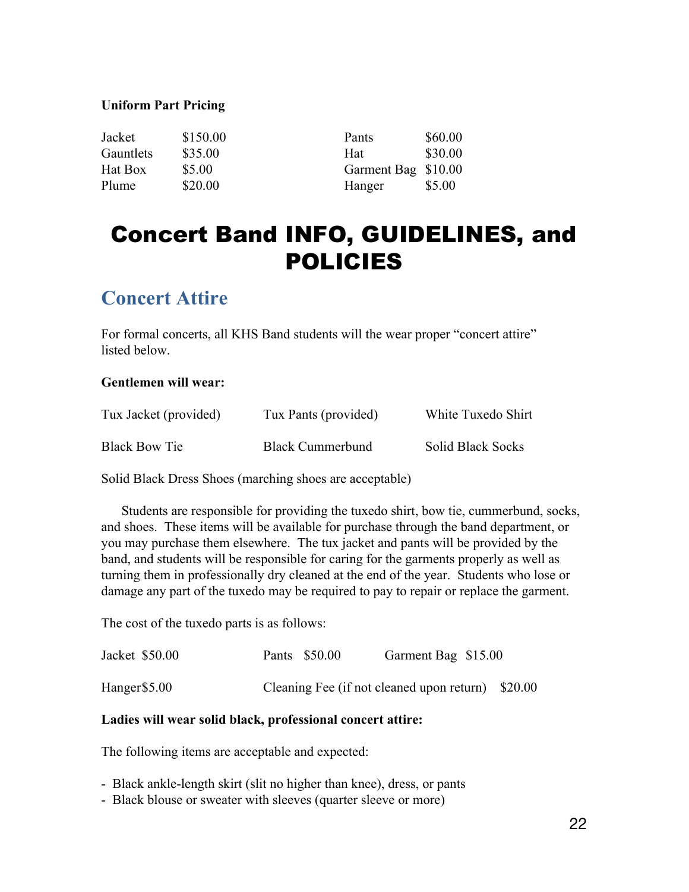**Uniform Part Pricing**

| | | | |
|---|---|---|---|
| Jacket | $150.00 | Pants | $60.00 |
| Gauntlets | $35.00 | Hat | $30.00 |
| Hat Box | $5.00 | Garment Bag | $10.00 |
| Plume | $20.00 | Hanger | $5.00 |

# Concert Band INFO, GUIDELINES, and POLICIES

## Concert Attire

For formal concerts, all KHS Band students will the wear proper "concert attire" listed below.

**Gentlemen will wear:**

| | | |
|---|---|---|
| Tux Jacket (provided) | Tux Pants (provided) | White Tuxedo Shirt |
| Black Bow Tie | Black Cummerbund | Solid Black Socks |

Solid Black Dress Shoes (marching shoes are acceptable)

Students are responsible for providing the tuxedo shirt, bow tie, cummerbund, socks, and shoes. These items will be available for purchase through the band department, or you may purchase them elsewhere. The tux jacket and pants will be provided by the band, and students will be responsible for caring for the garments properly as well as turning them in professionally dry cleaned at the end of the year. Students who lose or damage any part of the tuxedo may be required to pay to repair or replace the garment.

The cost of the tuxedo parts is as follows:

Jacket $50.00 | Pants $50.00 | Garment Bag $15.00

Hanger $5.00 | Cleaning Fee (if not cleaned upon return) $20.00

**Ladies will wear solid black, professional concert attire:**

The following items are acceptable and expected:

- Black ankle-length skirt (slit no higher than knee), dress, or pants
- Black blouse or sweater with sleeves (quarter sleeve or more)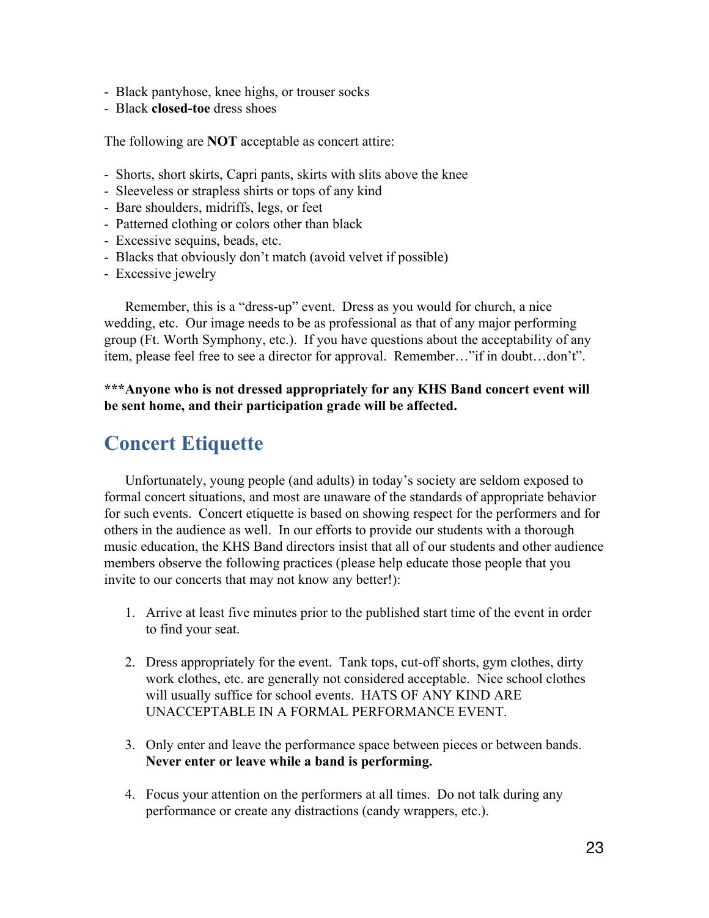- Black pantyhose, knee highs, or trouser socks
- Black **closed-toe** dress shoes

The following are **NOT** acceptable as concert attire:

- Shorts, short skirts, Capri pants, skirts with slits above the knee
- Sleeveless or strapless shirts or tops of any kind
- Bare shoulders, midriffs, legs, or feet
- Patterned clothing or colors other than black
- Excessive sequins, beads, etc.
- Blacks that obviously don't match (avoid velvet if possible)
- Excessive jewelry

Remember, this is a "dress-up" event. Dress as you would for church, a nice wedding, etc. Our image needs to be as professional as that of any major performing group (Ft. Worth Symphony, etc.). If you have questions about the acceptability of any item, please feel free to see a director for approval. Remember…"if in doubt…don't".

**\*\*\*Anyone who is not dressed appropriately for any KHS Band concert event will be sent home, and their participation grade will be affected.**

## Concert Etiquette

Unfortunately, young people (and adults) in today's society are seldom exposed to formal concert situations, and most are unaware of the standards of appropriate behavior for such events. Concert etiquette is based on showing respect for the performers and for others in the audience as well. In our efforts to provide our students with a thorough music education, the KHS Band directors insist that all of our students and other audience members observe the following practices (please help educate those people that you invite to our concerts that may not know any better!):

1. Arrive at least five minutes prior to the published start time of the event in order to find your seat.

2. Dress appropriately for the event. Tank tops, cut-off shorts, gym clothes, dirty work clothes, etc. are generally not considered acceptable. Nice school clothes will usually suffice for school events. HATS OF ANY KIND ARE UNACCEPTABLE IN A FORMAL PERFORMANCE EVENT.

3. Only enter and leave the performance space between pieces or between bands. **Never enter or leave while a band is performing.**

4. Focus your attention on the performers at all times. Do not talk during any performance or create any distractions (candy wrappers, etc.).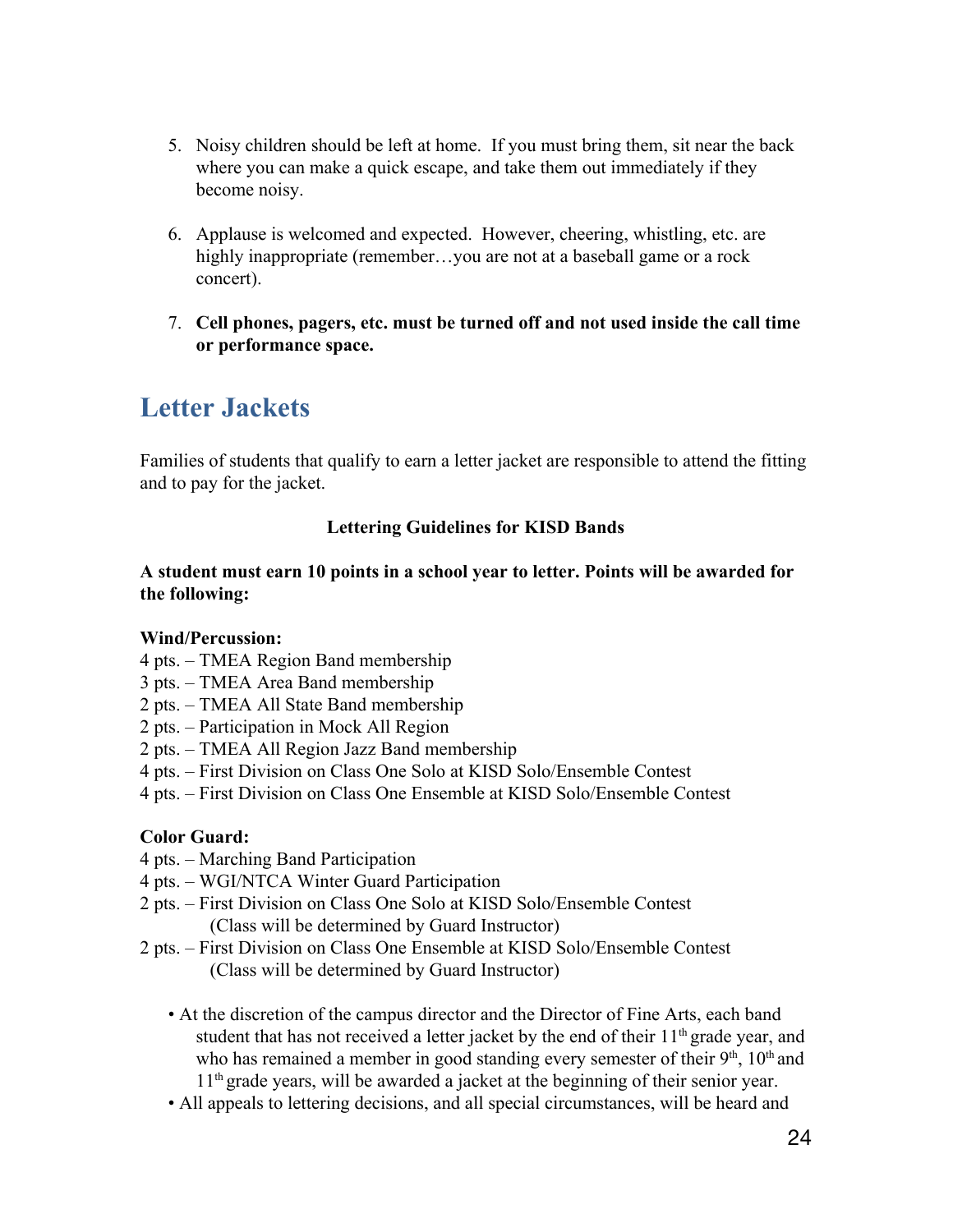5. Noisy children should be left at home. If you must bring them, sit near the back where you can make a quick escape, and take them out immediately if they become noisy.

6. Applause is welcomed and expected. However, cheering, whistling, etc. are highly inappropriate (remember…you are not at a baseball game or a rock concert).

7. **Cell phones, pagers, etc. must be turned off and not used inside the call time or performance space.**

## Letter Jackets

Families of students that qualify to earn a letter jacket are responsible to attend the fitting and to pay for the jacket.

**Lettering Guidelines for KISD Bands**

**A student must earn 10 points in a school year to letter. Points will be awarded for the following:**

**Wind/Percussion:**
4 pts. – TMEA Region Band membership
3 pts. – TMEA Area Band membership
2 pts. – TMEA All State Band membership
2 pts. – Participation in Mock All Region
2 pts. – TMEA All Region Jazz Band membership
4 pts. – First Division on Class One Solo at KISD Solo/Ensemble Contest
4 pts. – First Division on Class One Ensemble at KISD Solo/Ensemble Contest

**Color Guard:**
4 pts. – Marching Band Participation
4 pts. – WGI/NTCA Winter Guard Participation
2 pts. – First Division on Class One Solo at KISD Solo/Ensemble Contest
(Class will be determined by Guard Instructor)
2 pts. – First Division on Class One Ensemble at KISD Solo/Ensemble Contest
(Class will be determined by Guard Instructor)

- At the discretion of the campus director and the Director of Fine Arts, each band student that has not received a letter jacket by the end of their 11th grade year, and who has remained a member in good standing every semester of their 9th, 10th and 11th grade years, will be awarded a jacket at the beginning of their senior year.
- All appeals to lettering decisions, and all special circumstances, will be heard and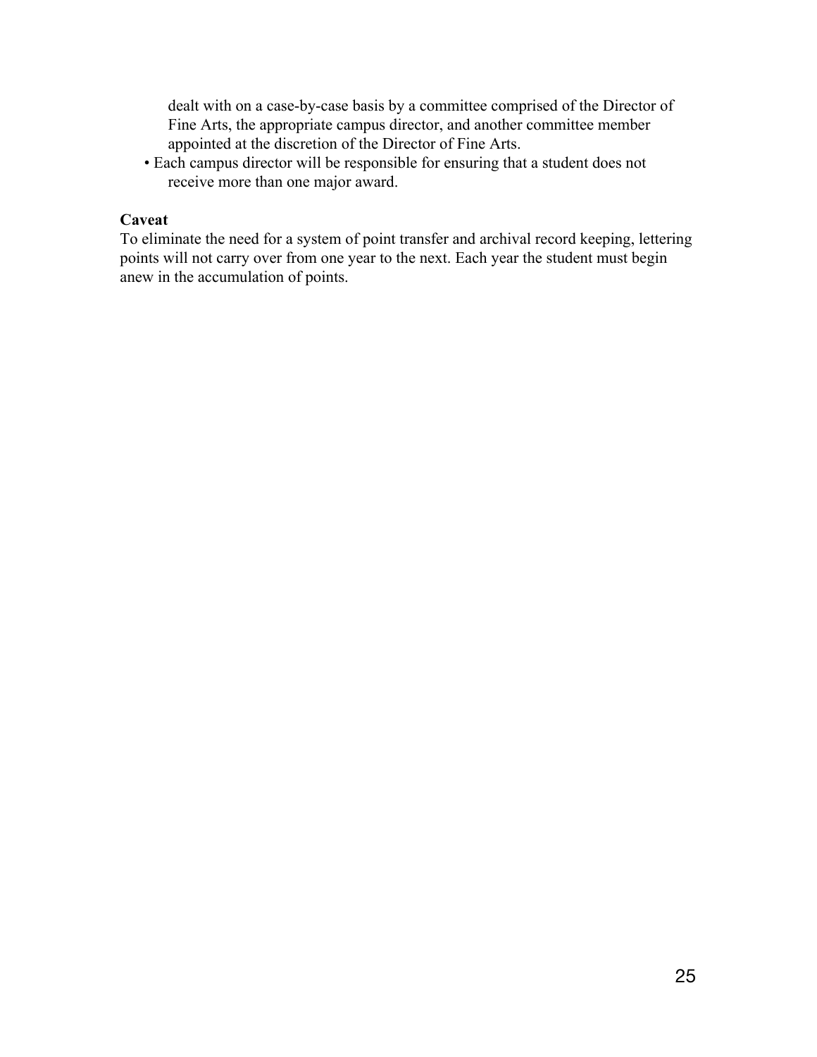dealt with on a case-by-case basis by a committee comprised of the Director of Fine Arts, the appropriate campus director, and another committee member appointed at the discretion of the Director of Fine Arts.

- Each campus director will be responsible for ensuring that a student does not receive more than one major award.

**Caveat**

To eliminate the need for a system of point transfer and archival record keeping, lettering points will not carry over from one year to the next. Each year the student must begin anew in the accumulation of points.